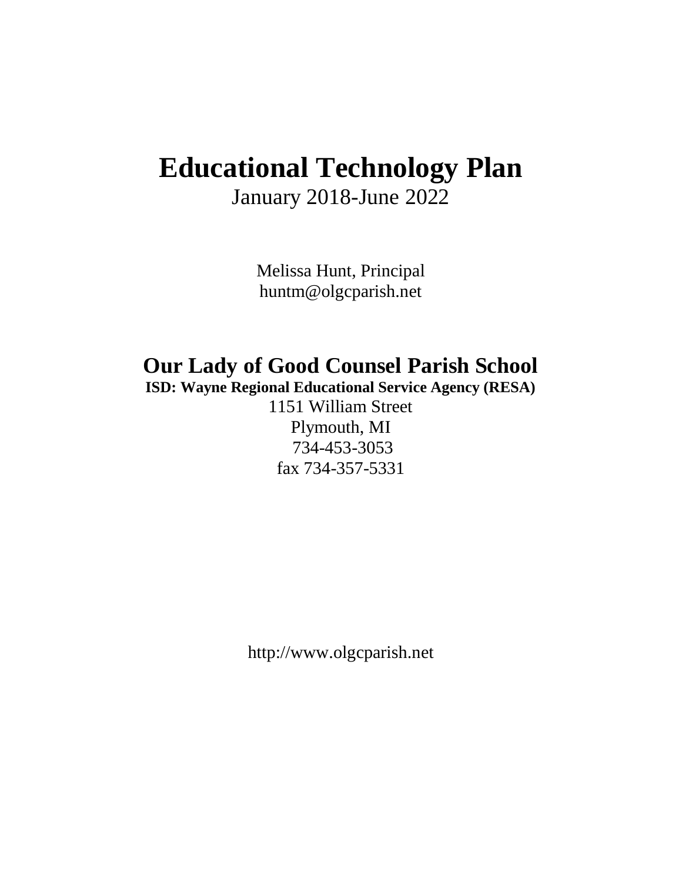# Educational Technology Plan

January 2018-June 2022

Melissa Hunt, Principal
huntm@olgcparish.net

## Our Lady of Good Counsel Parish School

**ISD: Wayne Regional Educational Service Agency (RESA)**

1151 William Street
Plymouth, MI
734-453-3053
fax 734-357-5331

http://www.olgcparish.net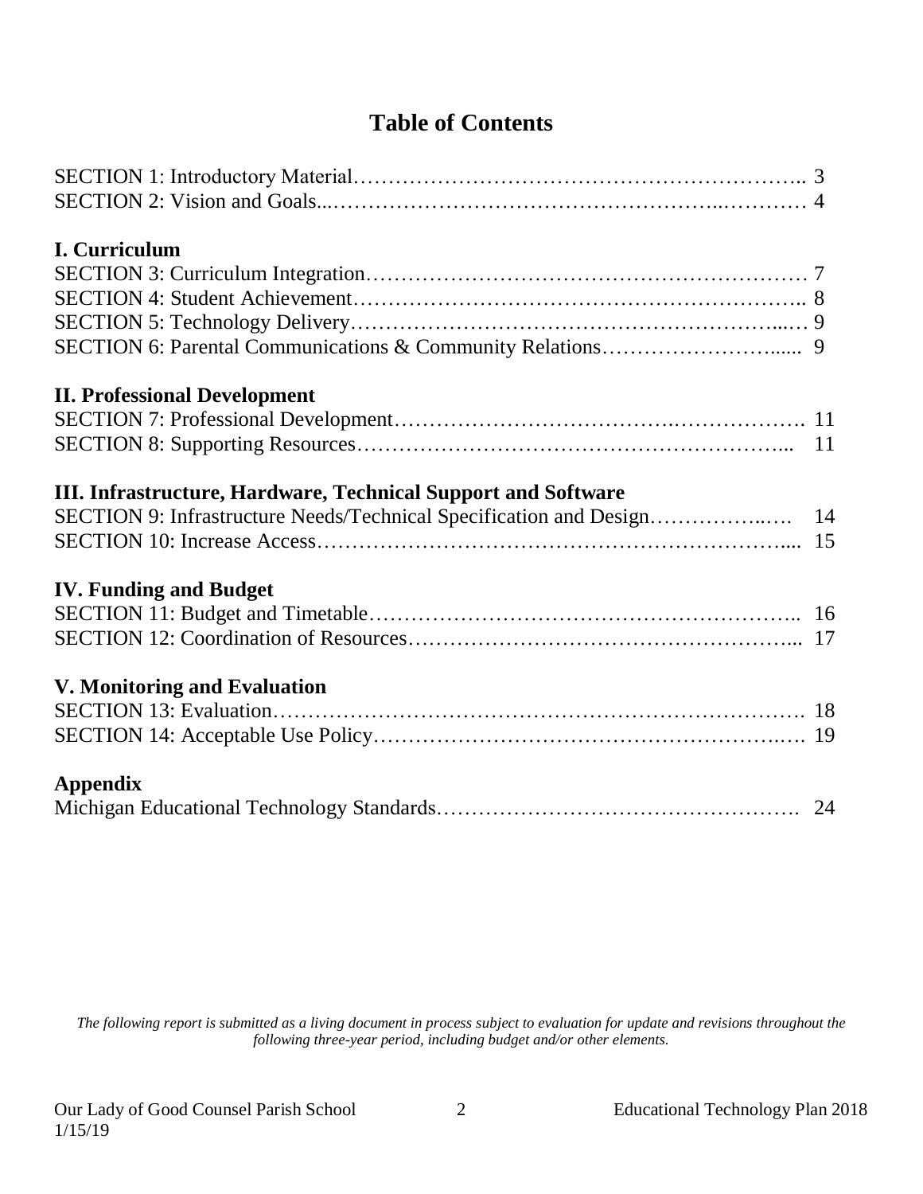# Table of Contents

SECTION 1: Introductory Material…………………………………………………….. 3
SECTION 2: Vision and Goals..……………………………………………..………… 4

**I. Curriculum**

SECTION 3: Curriculum Integration…………………………………………………… 7
SECTION 4: Student Achievement…………………………………………………….. 8
SECTION 5: Technology Delivery…………………………………………………...… 9
SECTION 6: Parental Communications & Community Relations……………………...... 9

**II. Professional Development**

SECTION 7: Professional Development…………………………….………………. 11
SECTION 8: Supporting Resources…………………………………………………... 11

**III. Infrastructure, Hardware, Technical Support and Software**

SECTION 9: Infrastructure Needs/Technical Specification and Design……………..…. 14
SECTION 10: Increase Access………………………………………………………... 15

**IV. Funding and Budget**

SECTION 11: Budget and Timetable………………………………………………….. 16
SECTION 12: Coordination of Resources……………………………………………... 17

**V. Monitoring and Evaluation**

SECTION 13: Evaluation………………………………………………………………. 18
SECTION 14: Acceptable Use Policy……………………………………………….…. 19

**Appendix**

Michigan Educational Technology Standards…………………………………………. 24

*The following report is submitted as a living document in process subject to evaluation for update and revisions throughout the following three-year period, including budget and/or other elements.*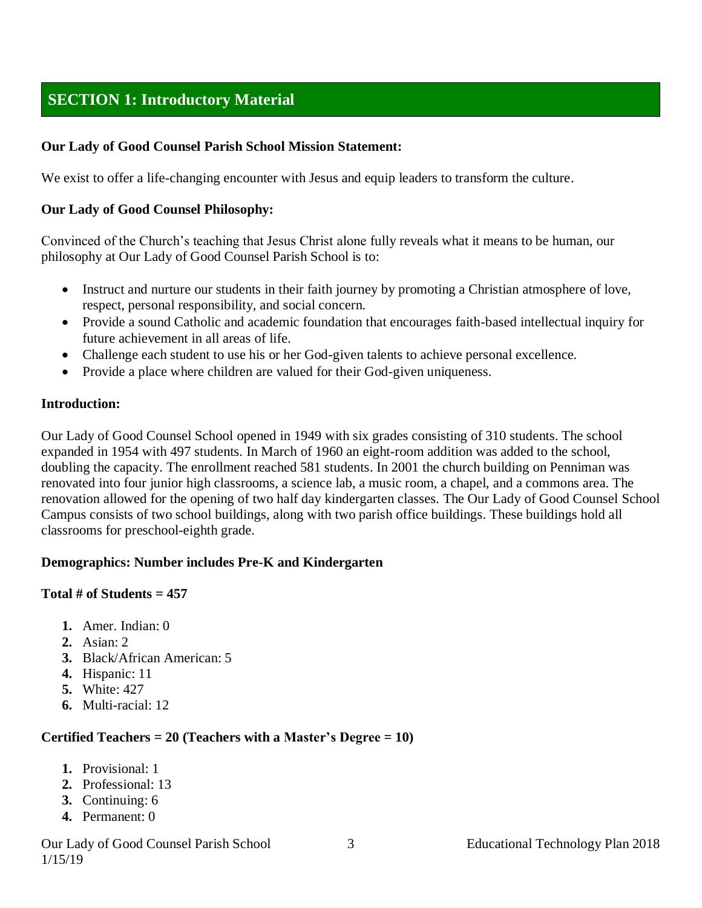## SECTION 1: Introductory Material

**Our Lady of Good Counsel Parish School Mission Statement:**

We exist to offer a life-changing encounter with Jesus and equip leaders to transform the culture.

**Our Lady of Good Counsel Philosophy:**

Convinced of the Church's teaching that Jesus Christ alone fully reveals what it means to be human, our philosophy at Our Lady of Good Counsel Parish School is to:

- Instruct and nurture our students in their faith journey by promoting a Christian atmosphere of love, respect, personal responsibility, and social concern.
- Provide a sound Catholic and academic foundation that encourages faith-based intellectual inquiry for future achievement in all areas of life.
- Challenge each student to use his or her God-given talents to achieve personal excellence.
- Provide a place where children are valued for their God-given uniqueness.

**Introduction:**

Our Lady of Good Counsel School opened in 1949 with six grades consisting of 310 students. The school expanded in 1954 with 497 students. In March of 1960 an eight-room addition was added to the school, doubling the capacity. The enrollment reached 581 students. In 2001 the church building on Penniman was renovated into four junior high classrooms, a science lab, a music room, a chapel, and a commons area. The renovation allowed for the opening of two half day kindergarten classes. The Our Lady of Good Counsel School Campus consists of two school buildings, along with two parish office buildings. These buildings hold all classrooms for preschool-eighth grade.

**Demographics: Number includes Pre-K and Kindergarten**

**Total # of Students = 457**

1. Amer. Indian: 0
2. Asian: 2
3. Black/African American: 5
4. Hispanic: 11
5. White: 427
6. Multi-racial: 12

**Certified Teachers = 20 (Teachers with a Master's Degree = 10)**

1. Provisional: 1
2. Professional: 13
3. Continuing: 6
4. Permanent: 0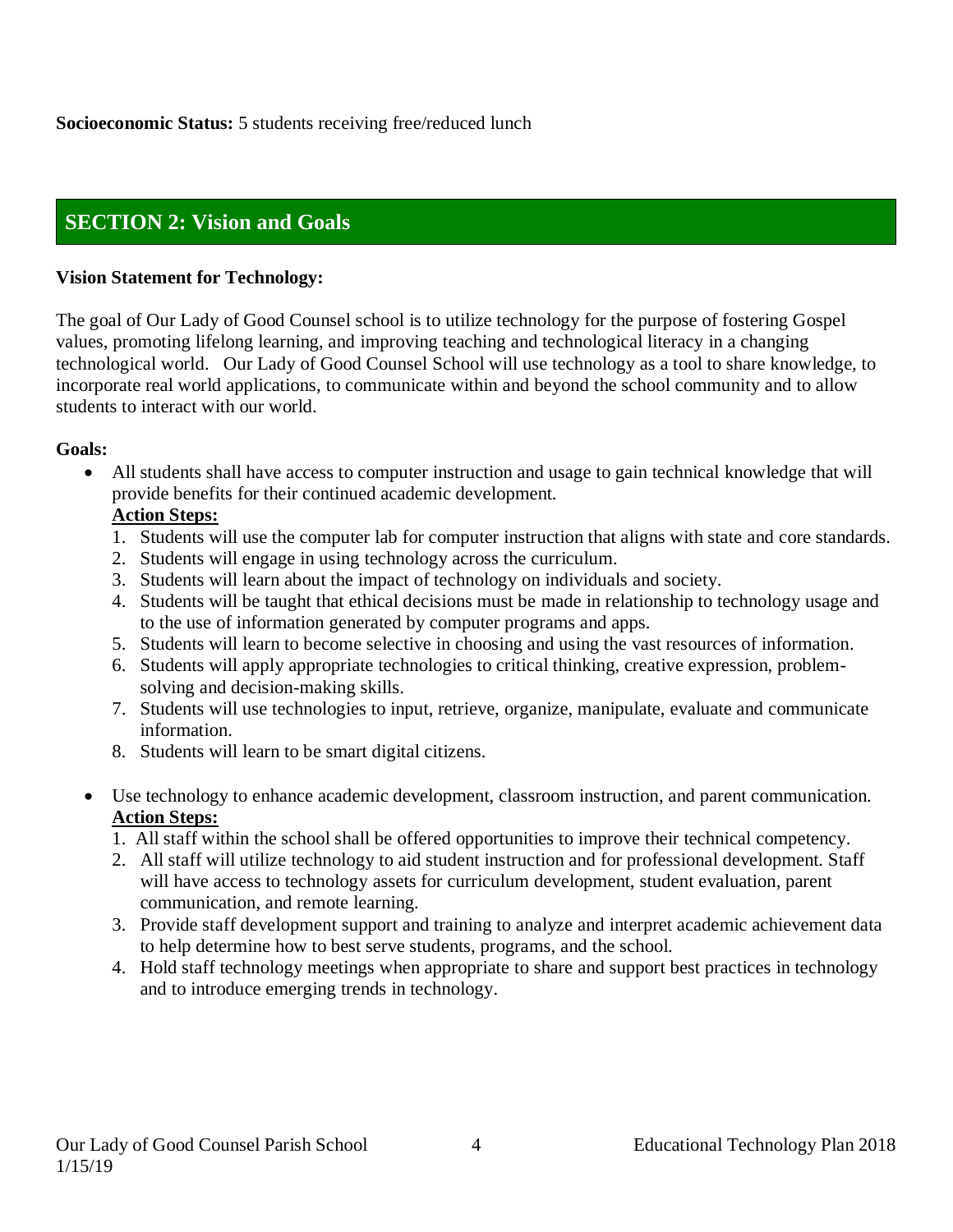**Socioeconomic Status:** 5 students receiving free/reduced lunch

## SECTION 2: Vision and Goals

**Vision Statement for Technology:**

The goal of Our Lady of Good Counsel school is to utilize technology for the purpose of fostering Gospel values, promoting lifelong learning, and improving teaching and technological literacy in a changing technological world. Our Lady of Good Counsel School will use technology as a tool to share knowledge, to incorporate real world applications, to communicate within and beyond the school community and to allow students to interact with our world.

**Goals:**

- All students shall have access to computer instruction and usage to gain technical knowledge that will provide benefits for their continued academic development.

  **Action Steps:**

  1. Students will use the computer lab for computer instruction that aligns with state and core standards.
  2. Students will engage in using technology across the curriculum.
  3. Students will learn about the impact of technology on individuals and society.
  4. Students will be taught that ethical decisions must be made in relationship to technology usage and to the use of information generated by computer programs and apps.
  5. Students will learn to become selective in choosing and using the vast resources of information.
  6. Students will apply appropriate technologies to critical thinking, creative expression, problem-solving and decision-making skills.
  7. Students will use technologies to input, retrieve, organize, manipulate, evaluate and communicate information.
  8. Students will learn to be smart digital citizens.

- Use technology to enhance academic development, classroom instruction, and parent communication.

  **Action Steps:**

  1. All staff within the school shall be offered opportunities to improve their technical competency.
  2. All staff will utilize technology to aid student instruction and for professional development. Staff will have access to technology assets for curriculum development, student evaluation, parent communication, and remote learning.
  3. Provide staff development support and training to analyze and interpret academic achievement data to help determine how to best serve students, programs, and the school.
  4. Hold staff technology meetings when appropriate to share and support best practices in technology and to introduce emerging trends in technology.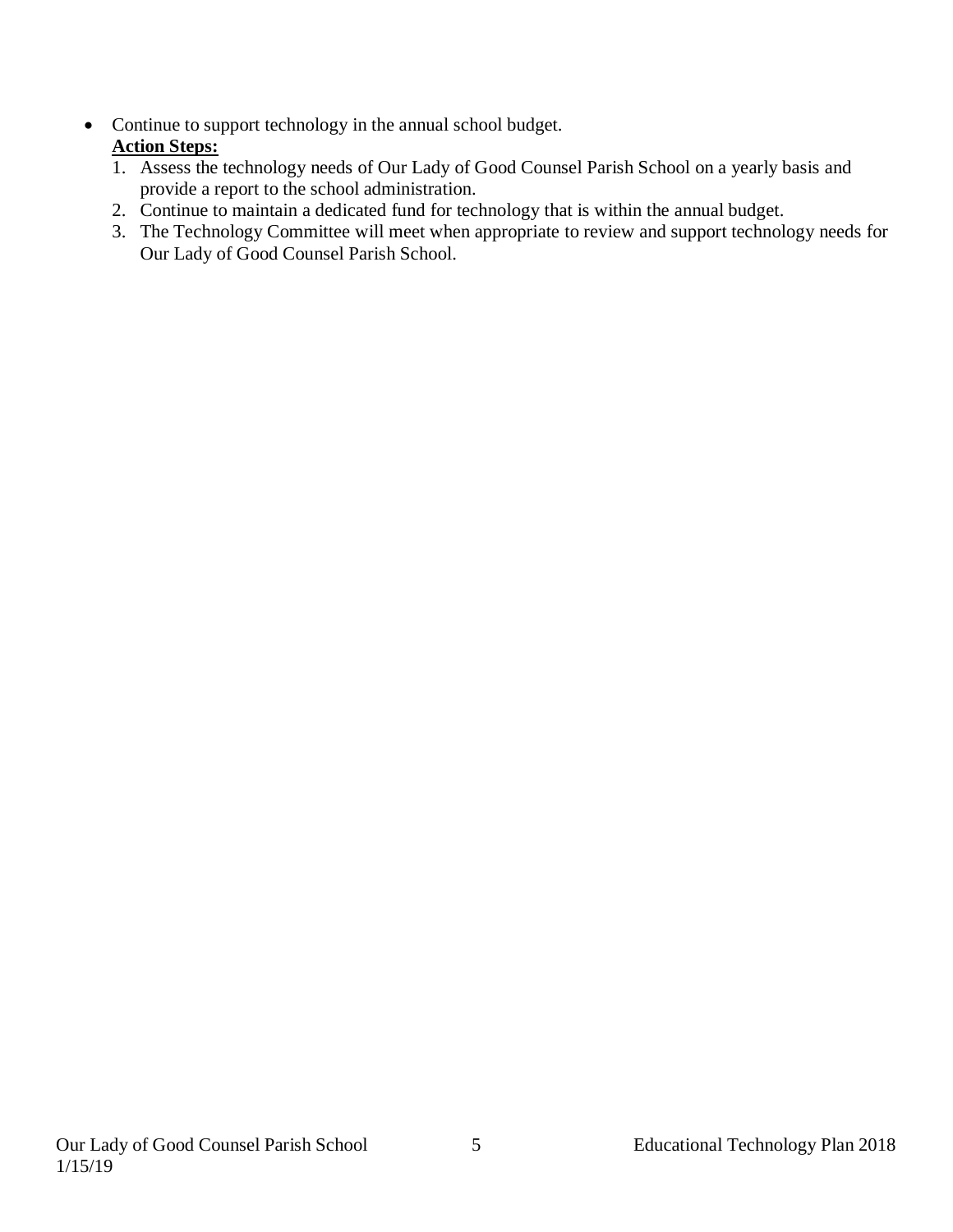- Continue to support technology in the annual school budget.

  **Action Steps:**

  1. Assess the technology needs of Our Lady of Good Counsel Parish School on a yearly basis and provide a report to the school administration.
  2. Continue to maintain a dedicated fund for technology that is within the annual budget.
  3. The Technology Committee will meet when appropriate to review and support technology needs for Our Lady of Good Counsel Parish School.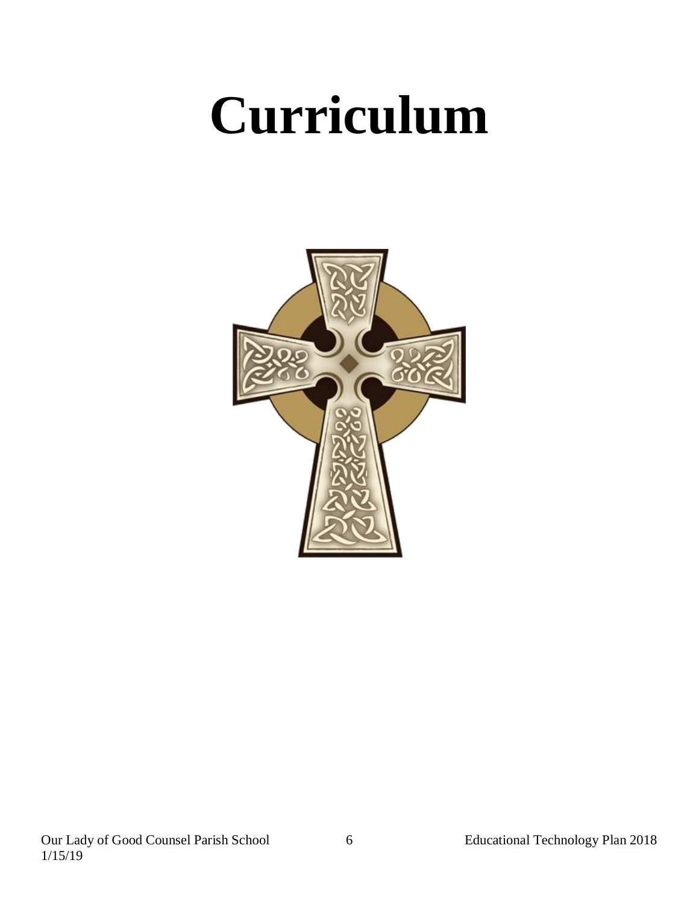# Curriculum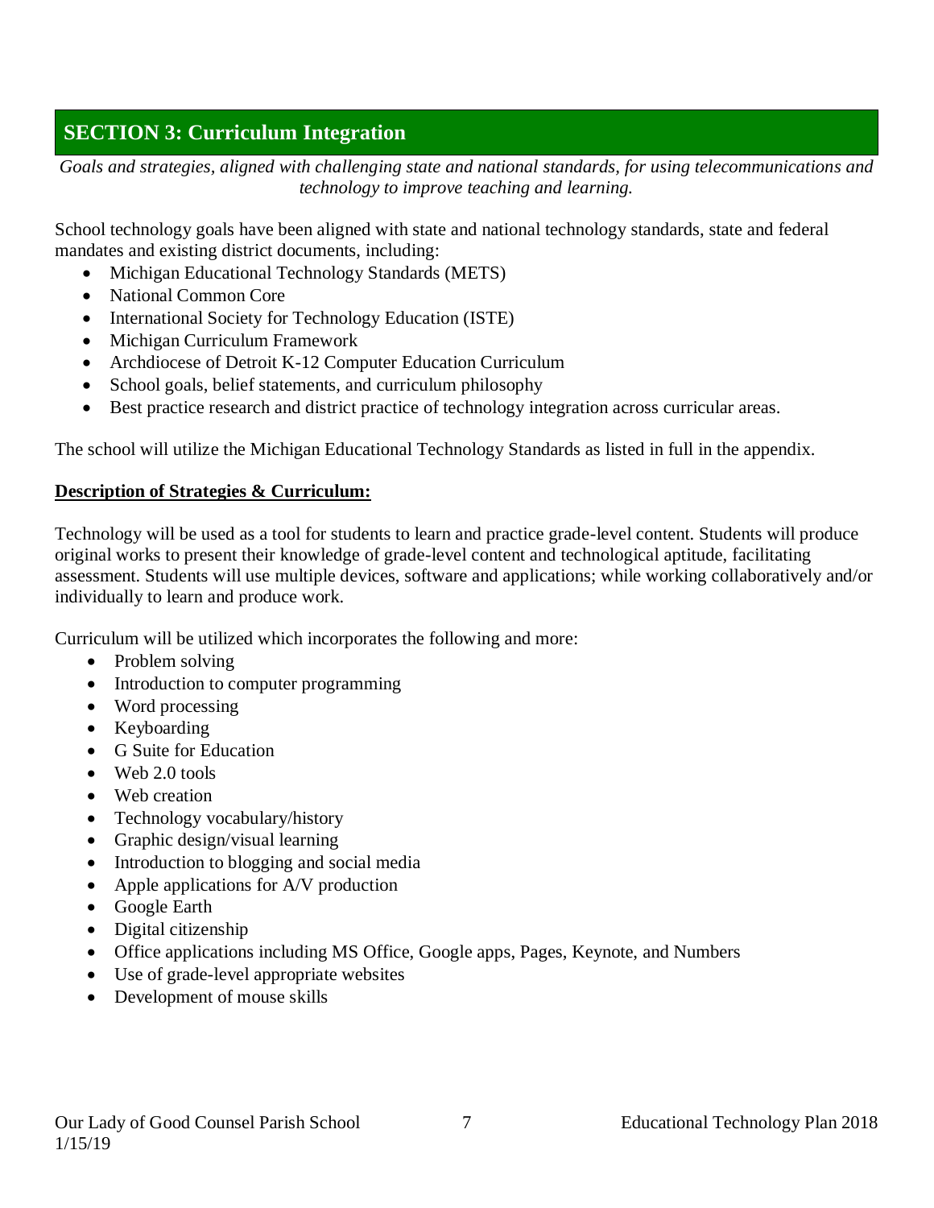## SECTION 3: Curriculum Integration

*Goals and strategies, aligned with challenging state and national standards, for using telecommunications and technology to improve teaching and learning.*

School technology goals have been aligned with state and national technology standards, state and federal mandates and existing district documents, including:

- Michigan Educational Technology Standards (METS)
- National Common Core
- International Society for Technology Education (ISTE)
- Michigan Curriculum Framework
- Archdiocese of Detroit K-12 Computer Education Curriculum
- School goals, belief statements, and curriculum philosophy
- Best practice research and district practice of technology integration across curricular areas.

The school will utilize the Michigan Educational Technology Standards as listed in full in the appendix.

**Description of Strategies & Curriculum:**

Technology will be used as a tool for students to learn and practice grade-level content. Students will produce original works to present their knowledge of grade-level content and technological aptitude, facilitating assessment. Students will use multiple devices, software and applications; while working collaboratively and/or individually to learn and produce work.

Curriculum will be utilized which incorporates the following and more:

- Problem solving
- Introduction to computer programming
- Word processing
- Keyboarding
- G Suite for Education
- Web 2.0 tools
- Web creation
- Technology vocabulary/history
- Graphic design/visual learning
- Introduction to blogging and social media
- Apple applications for A/V production
- Google Earth
- Digital citizenship
- Office applications including MS Office, Google apps, Pages, Keynote, and Numbers
- Use of grade-level appropriate websites
- Development of mouse skills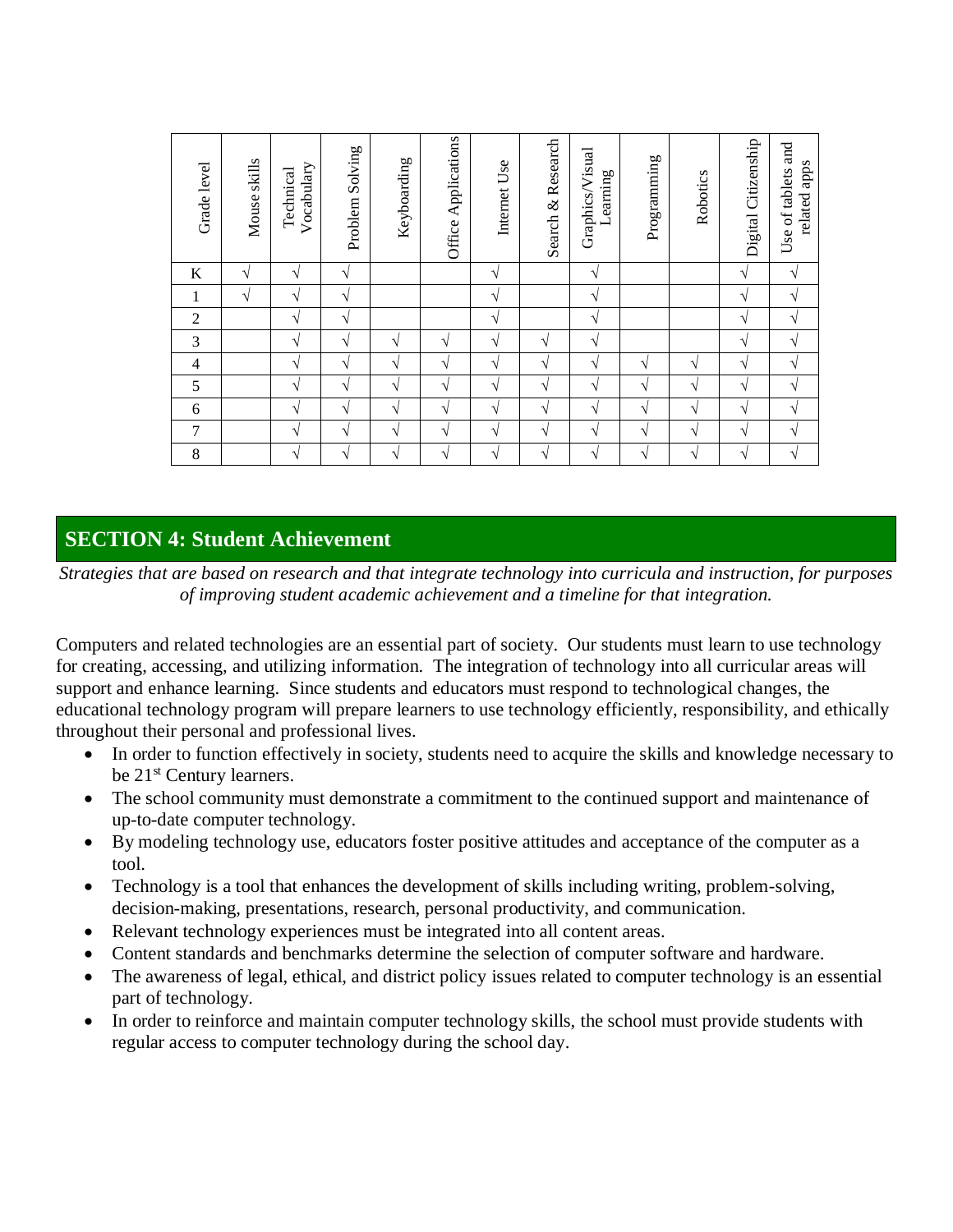| Grade level | Mouse skills | Technical Vocabulary | Problem Solving | Keyboarding | Office Applications | Internet Use | Search & Research | Graphics/Visual Learning | Programming | Robotics | Digital Citizenship | Use of tablets and related apps |
|---|---|---|---|---|---|---|---|---|---|---|---|---|
| K | √ | √ | √ | | | √ | | √ | | | √ | √ |
| 1 | √ | √ | √ | | | √ | | √ | | | √ | √ |
| 2 | | √ | √ | | | √ | | √ | | | √ | √ |
| 3 | | √ | √ | √ | √ | √ | √ | √ | | | √ | √ |
| 4 | | √ | √ | √ | √ | √ | √ | √ | √ | √ | √ | √ |
| 5 | | √ | √ | √ | √ | √ | √ | √ | √ | √ | √ | √ |
| 6 | | √ | √ | √ | √ | √ | √ | √ | √ | √ | √ | √ |
| 7 | | √ | √ | √ | √ | √ | √ | √ | √ | √ | √ | √ |
| 8 | | √ | √ | √ | √ | √ | √ | √ | √ | √ | √ | √ |

## SECTION 4: Student Achievement

*Strategies that are based on research and that integrate technology into curricula and instruction, for purposes of improving student academic achievement and a timeline for that integration.*

Computers and related technologies are an essential part of society. Our students must learn to use technology for creating, accessing, and utilizing information. The integration of technology into all curricular areas will support and enhance learning. Since students and educators must respond to technological changes, the educational technology program will prepare learners to use technology efficiently, responsibility, and ethically throughout their personal and professional lives.

- In order to function effectively in society, students need to acquire the skills and knowledge necessary to be 21st Century learners.
- The school community must demonstrate a commitment to the continued support and maintenance of up-to-date computer technology.
- By modeling technology use, educators foster positive attitudes and acceptance of the computer as a tool.
- Technology is a tool that enhances the development of skills including writing, problem-solving, decision-making, presentations, research, personal productivity, and communication.
- Relevant technology experiences must be integrated into all content areas.
- Content standards and benchmarks determine the selection of computer software and hardware.
- The awareness of legal, ethical, and district policy issues related to computer technology is an essential part of technology.
- In order to reinforce and maintain computer technology skills, the school must provide students with regular access to computer technology during the school day.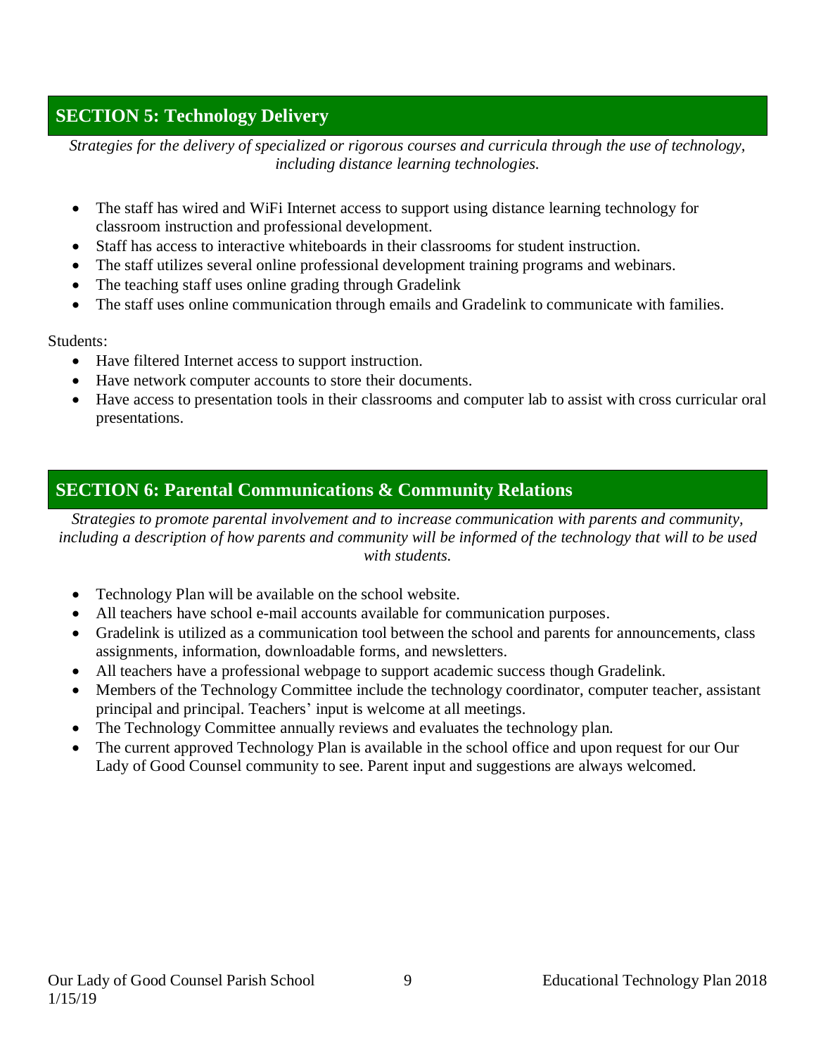## SECTION 5: Technology Delivery

*Strategies for the delivery of specialized or rigorous courses and curricula through the use of technology, including distance learning technologies.*

- The staff has wired and WiFi Internet access to support using distance learning technology for classroom instruction and professional development.
- Staff has access to interactive whiteboards in their classrooms for student instruction.
- The staff utilizes several online professional development training programs and webinars.
- The teaching staff uses online grading through Gradelink
- The staff uses online communication through emails and Gradelink to communicate with families.

Students:

- Have filtered Internet access to support instruction.
- Have network computer accounts to store their documents.
- Have access to presentation tools in their classrooms and computer lab to assist with cross curricular oral presentations.

## SECTION 6: Parental Communications & Community Relations

*Strategies to promote parental involvement and to increase communication with parents and community, including a description of how parents and community will be informed of the technology that will to be used with students.*

- Technology Plan will be available on the school website.
- All teachers have school e-mail accounts available for communication purposes.
- Gradelink is utilized as a communication tool between the school and parents for announcements, class assignments, information, downloadable forms, and newsletters.
- All teachers have a professional webpage to support academic success though Gradelink.
- Members of the Technology Committee include the technology coordinator, computer teacher, assistant principal and principal. Teachers' input is welcome at all meetings.
- The Technology Committee annually reviews and evaluates the technology plan.
- The current approved Technology Plan is available in the school office and upon request for our Our Lady of Good Counsel community to see. Parent input and suggestions are always welcomed.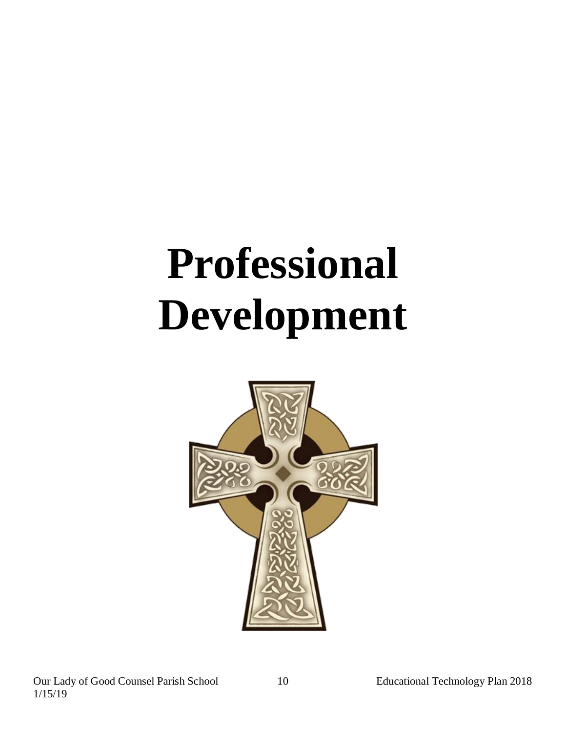# Professional Development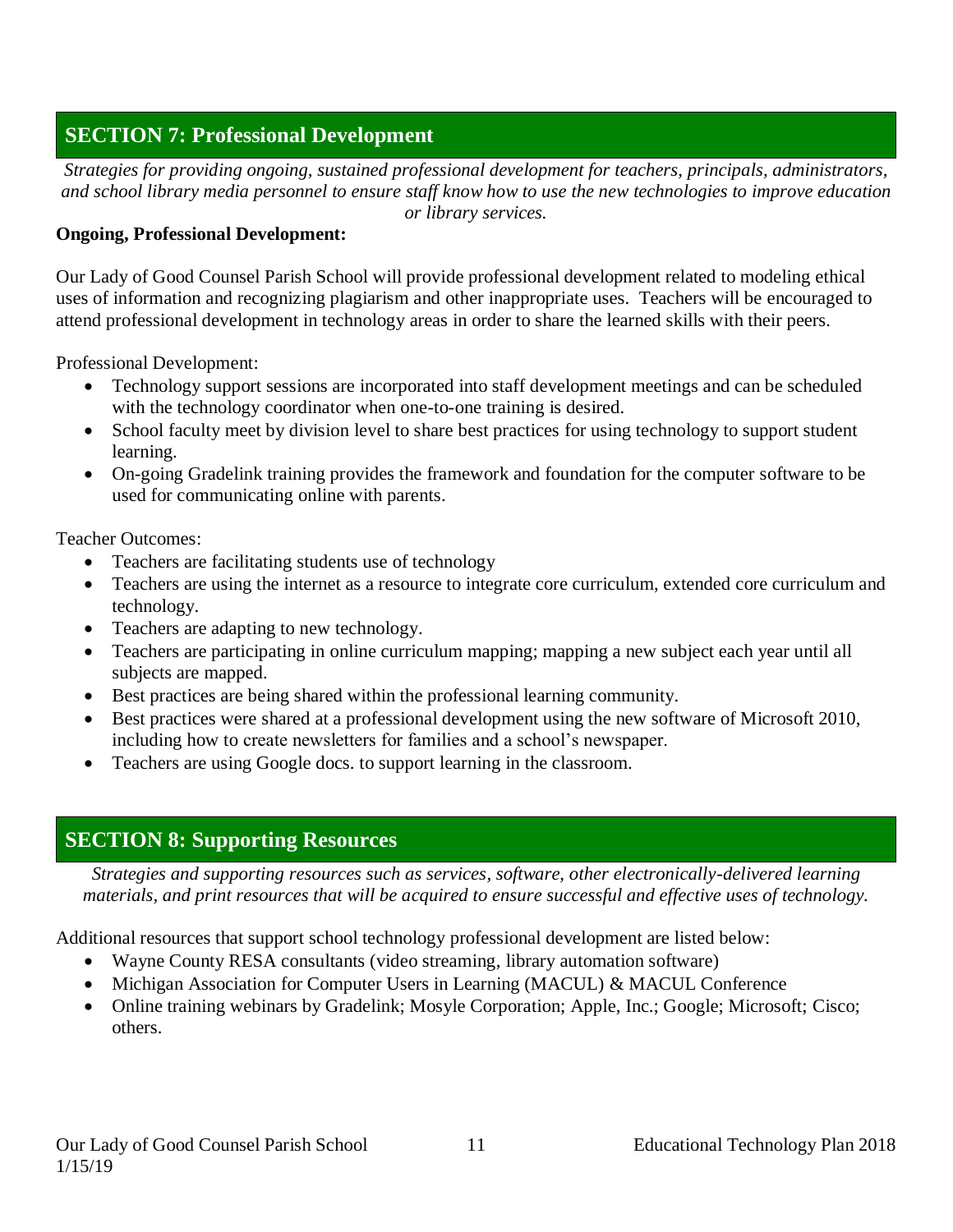## SECTION 7: Professional Development

*Strategies for providing ongoing, sustained professional development for teachers, principals, administrators, and school library media personnel to ensure staff know how to use the new technologies to improve education or library services.*

**Ongoing, Professional Development:**

Our Lady of Good Counsel Parish School will provide professional development related to modeling ethical uses of information and recognizing plagiarism and other inappropriate uses. Teachers will be encouraged to attend professional development in technology areas in order to share the learned skills with their peers.

Professional Development:

- Technology support sessions are incorporated into staff development meetings and can be scheduled with the technology coordinator when one-to-one training is desired.
- School faculty meet by division level to share best practices for using technology to support student learning.
- On-going Gradelink training provides the framework and foundation for the computer software to be used for communicating online with parents.

Teacher Outcomes:

- Teachers are facilitating students use of technology
- Teachers are using the internet as a resource to integrate core curriculum, extended core curriculum and technology.
- Teachers are adapting to new technology.
- Teachers are participating in online curriculum mapping; mapping a new subject each year until all subjects are mapped.
- Best practices are being shared within the professional learning community.
- Best practices were shared at a professional development using the new software of Microsoft 2010, including how to create newsletters for families and a school's newspaper.
- Teachers are using Google docs. to support learning in the classroom.

## SECTION 8: Supporting Resources

*Strategies and supporting resources such as services, software, other electronically-delivered learning materials, and print resources that will be acquired to ensure successful and effective uses of technology.*

Additional resources that support school technology professional development are listed below:

- Wayne County RESA consultants (video streaming, library automation software)
- Michigan Association for Computer Users in Learning (MACUL) & MACUL Conference
- Online training webinars by Gradelink; Mosyle Corporation; Apple, Inc.; Google; Microsoft; Cisco; others.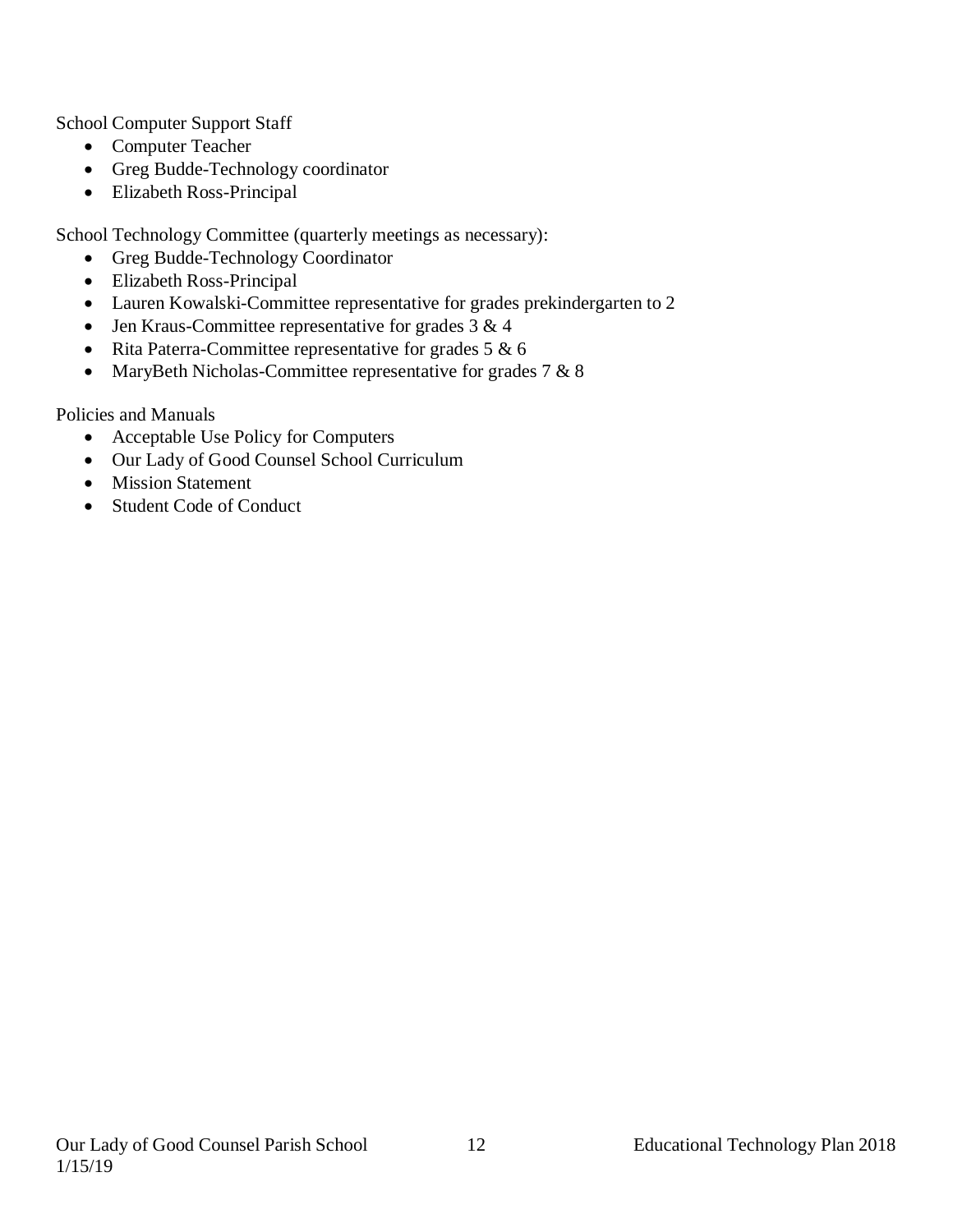School Computer Support Staff

- Computer Teacher
- Greg Budde-Technology coordinator
- Elizabeth Ross-Principal

School Technology Committee (quarterly meetings as necessary):

- Greg Budde-Technology Coordinator
- Elizabeth Ross-Principal
- Lauren Kowalski-Committee representative for grades prekindergarten to 2
- Jen Kraus-Committee representative for grades 3 & 4
- Rita Paterra-Committee representative for grades 5 & 6
- MaryBeth Nicholas-Committee representative for grades 7 & 8

Policies and Manuals

- Acceptable Use Policy for Computers
- Our Lady of Good Counsel School Curriculum
- Mission Statement
- Student Code of Conduct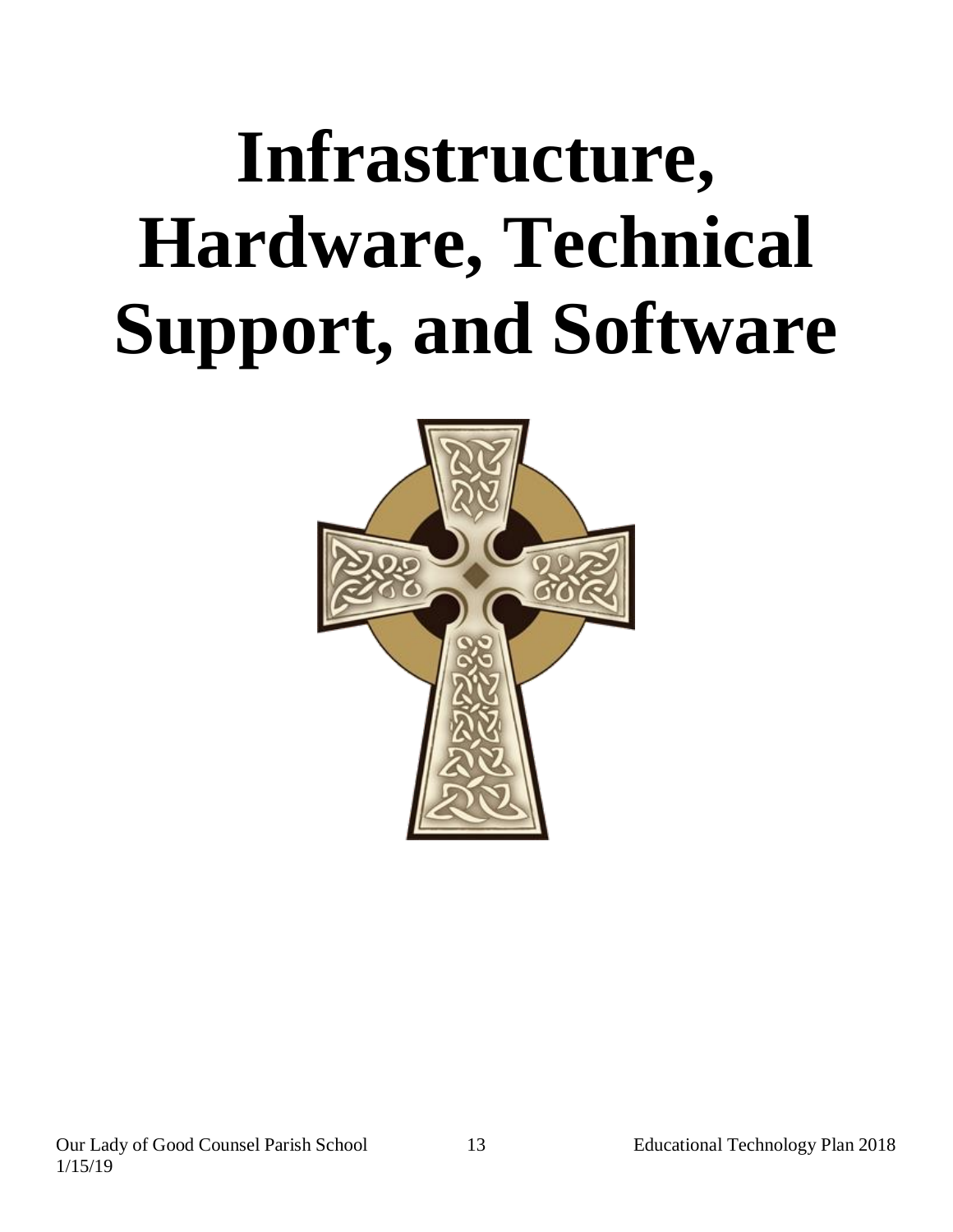# Infrastructure, Hardware, Technical Support, and Software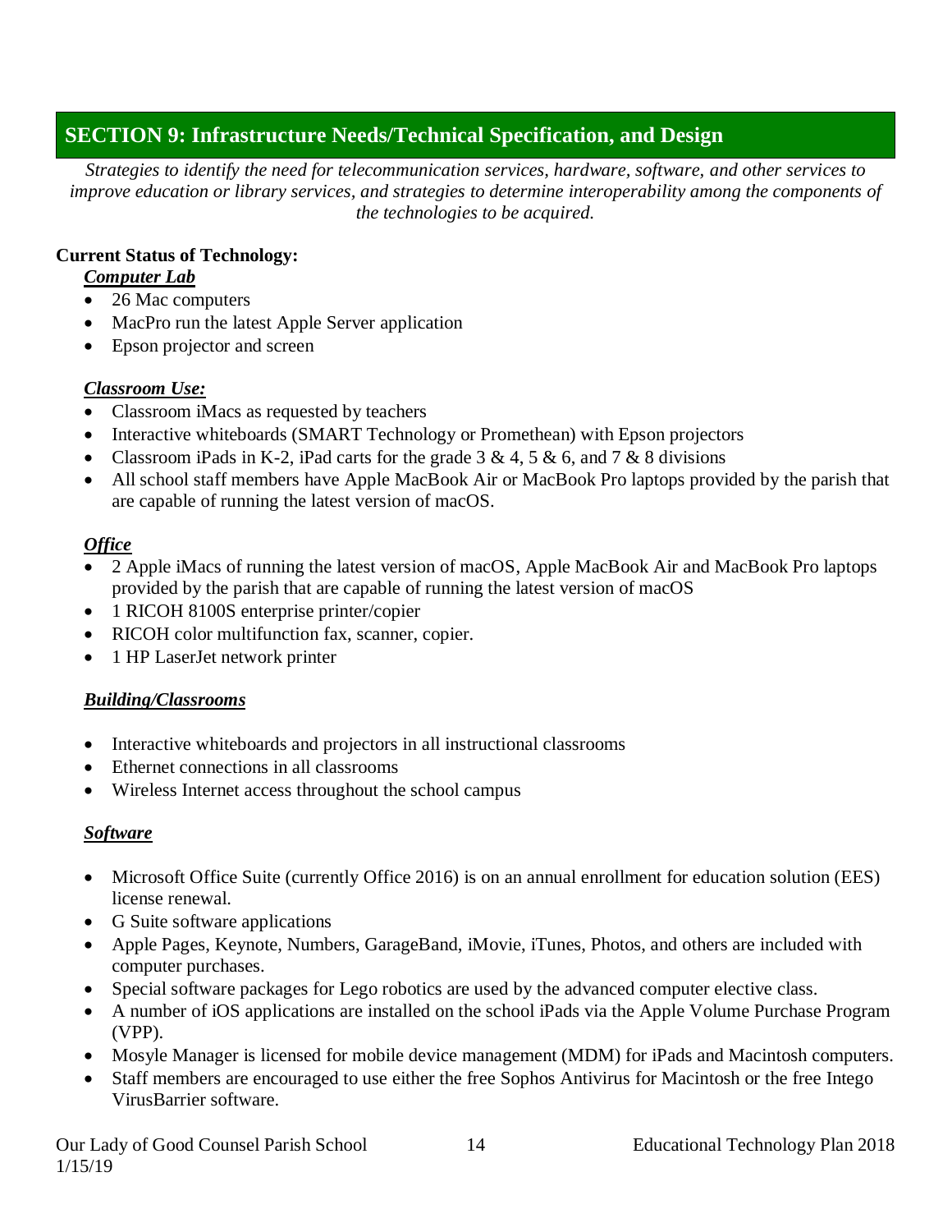## SECTION 9: Infrastructure Needs/Technical Specification, and Design

*Strategies to identify the need for telecommunication services, hardware, software, and other services to improve education or library services, and strategies to determine interoperability among the components of the technologies to be acquired.*

**Current Status of Technology:**

***Computer Lab***

- 26 Mac computers
- MacPro run the latest Apple Server application
- Epson projector and screen

***Classroom Use:***

- Classroom iMacs as requested by teachers
- Interactive whiteboards (SMART Technology or Promethean) with Epson projectors
- Classroom iPads in K-2, iPad carts for the grade 3 & 4, 5 & 6, and 7 & 8 divisions
- All school staff members have Apple MacBook Air or MacBook Pro laptops provided by the parish that are capable of running the latest version of macOS.

***Office***

- 2 Apple iMacs of running the latest version of macOS, Apple MacBook Air and MacBook Pro laptops provided by the parish that are capable of running the latest version of macOS
- 1 RICOH 8100S enterprise printer/copier
- RICOH color multifunction fax, scanner, copier.
- 1 HP LaserJet network printer

***Building/Classrooms***

- Interactive whiteboards and projectors in all instructional classrooms
- Ethernet connections in all classrooms
- Wireless Internet access throughout the school campus

***Software***

- Microsoft Office Suite (currently Office 2016) is on an annual enrollment for education solution (EES) license renewal.
- G Suite software applications
- Apple Pages, Keynote, Numbers, GarageBand, iMovie, iTunes, Photos, and others are included with computer purchases.
- Special software packages for Lego robotics are used by the advanced computer elective class.
- A number of iOS applications are installed on the school iPads via the Apple Volume Purchase Program (VPP).
- Mosyle Manager is licensed for mobile device management (MDM) for iPads and Macintosh computers.
- Staff members are encouraged to use either the free Sophos Antivirus for Macintosh or the free Intego VirusBarrier software.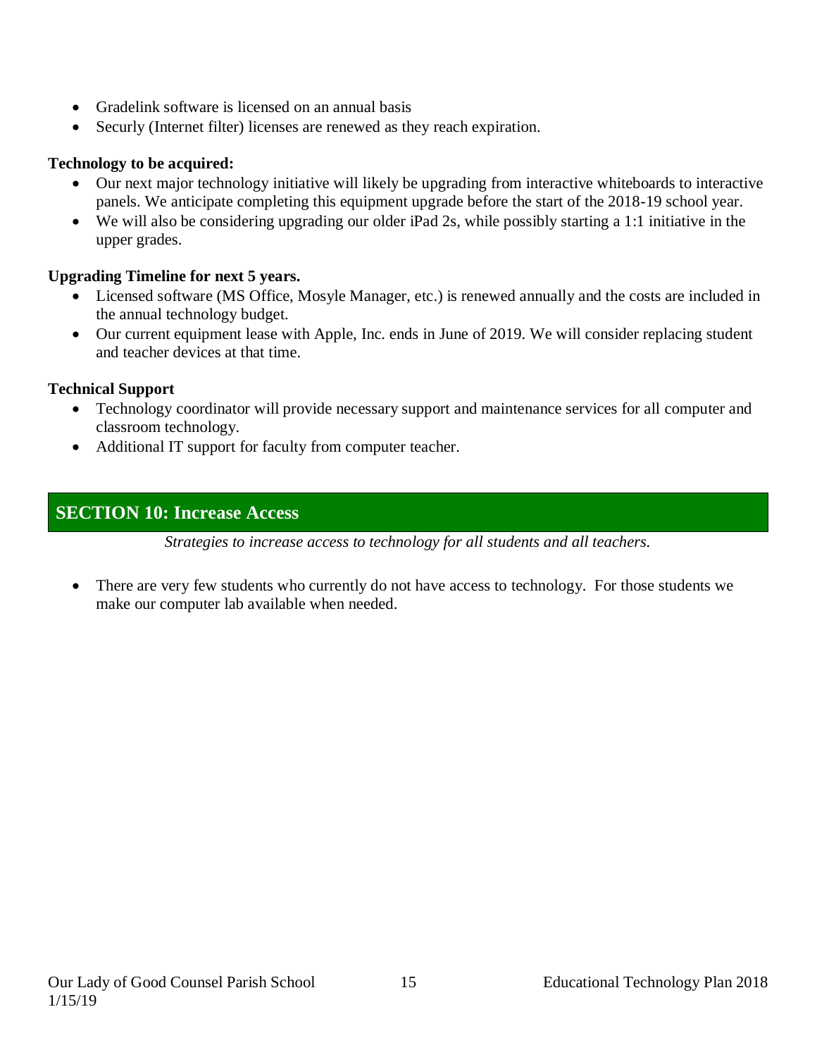- Gradelink software is licensed on an annual basis
- Securly (Internet filter) licenses are renewed as they reach expiration.

**Technology to be acquired:**

- Our next major technology initiative will likely be upgrading from interactive whiteboards to interactive panels. We anticipate completing this equipment upgrade before the start of the 2018-19 school year.
- We will also be considering upgrading our older iPad 2s, while possibly starting a 1:1 initiative in the upper grades.

**Upgrading Timeline for next 5 years.**

- Licensed software (MS Office, Mosyle Manager, etc.) is renewed annually and the costs are included in the annual technology budget.
- Our current equipment lease with Apple, Inc. ends in June of 2019. We will consider replacing student and teacher devices at that time.

**Technical Support**

- Technology coordinator will provide necessary support and maintenance services for all computer and classroom technology.
- Additional IT support for faculty from computer teacher.

## SECTION 10: Increase Access

*Strategies to increase access to technology for all students and all teachers.*

- There are very few students who currently do not have access to technology. For those students we make our computer lab available when needed.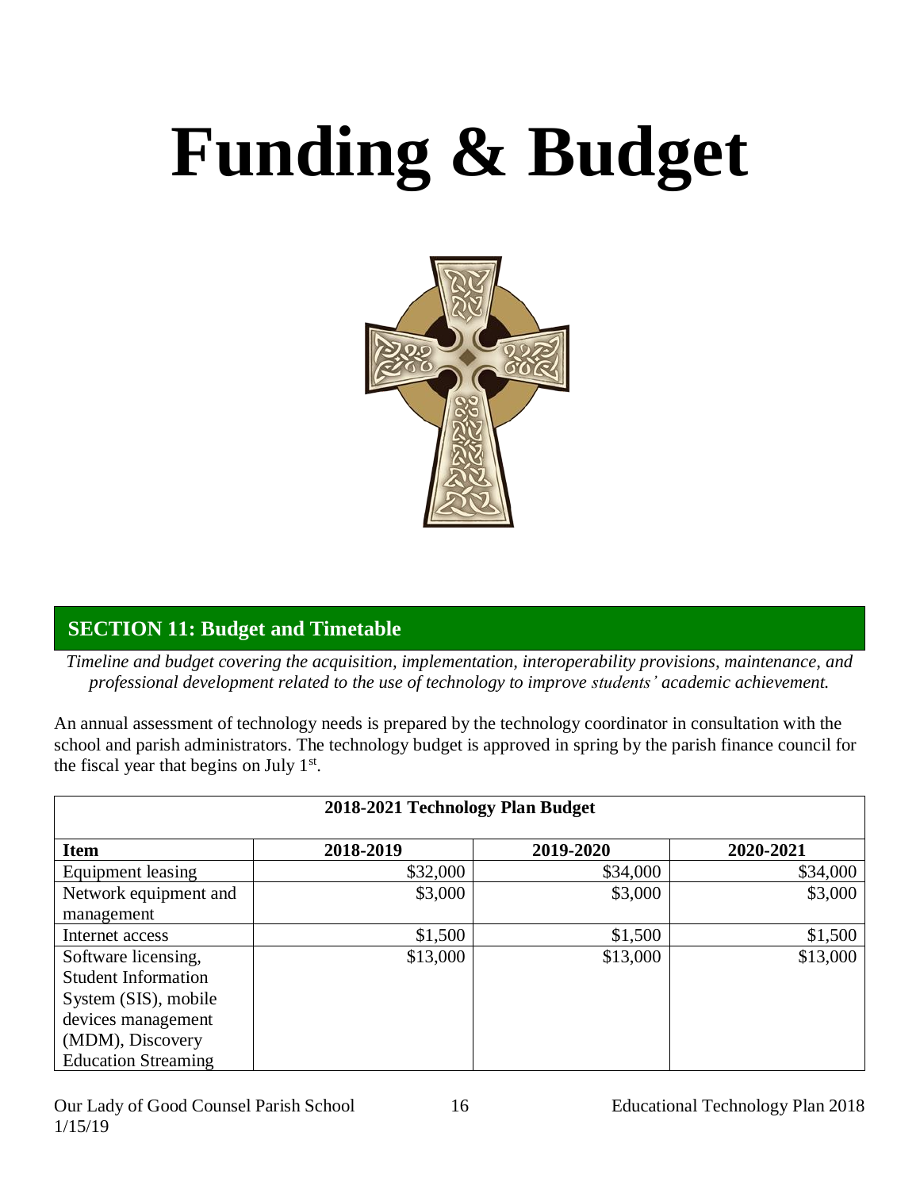# Funding & Budget

## SECTION 11: Budget and Timetable

*Timeline and budget covering the acquisition, implementation, interoperability provisions, maintenance, and professional development related to the use of technology to improve students' academic achievement.*

An annual assessment of technology needs is prepared by the technology coordinator in consultation with the school and parish administrators. The technology budget is approved in spring by the parish finance council for the fiscal year that begins on July 1st.

| 2018-2021 Technology Plan Budget | | | |
|---|---|---|---|
| **Item** | **2018-2019** | **2019-2020** | **2020-2021** |
| Equipment leasing | $32,000 | $34,000 | $34,000 |
| Network equipment and management | $3,000 | $3,000 | $3,000 |
| Internet access | $1,500 | $1,500 | $1,500 |
| Software licensing, Student Information System (SIS), mobile devices management (MDM), Discovery Education Streaming | $13,000 | $13,000 | $13,000 |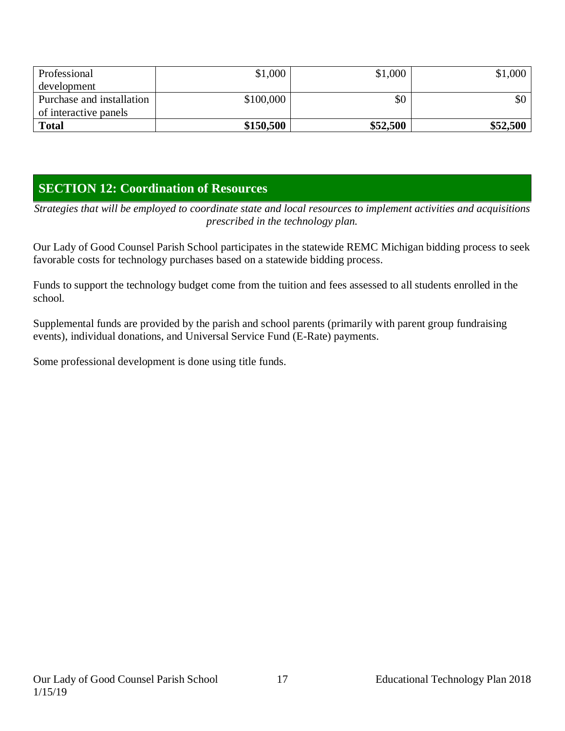| | | | |
|---|---|---|---|
| Professional development | $1,000 | $1,000 | $1,000 |
| Purchase and installation of interactive panels | $100,000 | $0 | $0 |
| **Total** | **$150,500** | **$52,500** | **$52,500** |

## SECTION 12: Coordination of Resources

*Strategies that will be employed to coordinate state and local resources to implement activities and acquisitions prescribed in the technology plan.*

Our Lady of Good Counsel Parish School participates in the statewide REMC Michigan bidding process to seek favorable costs for technology purchases based on a statewide bidding process.

Funds to support the technology budget come from the tuition and fees assessed to all students enrolled in the school.

Supplemental funds are provided by the parish and school parents (primarily with parent group fundraising events), individual donations, and Universal Service Fund (E-Rate) payments.

Some professional development is done using title funds.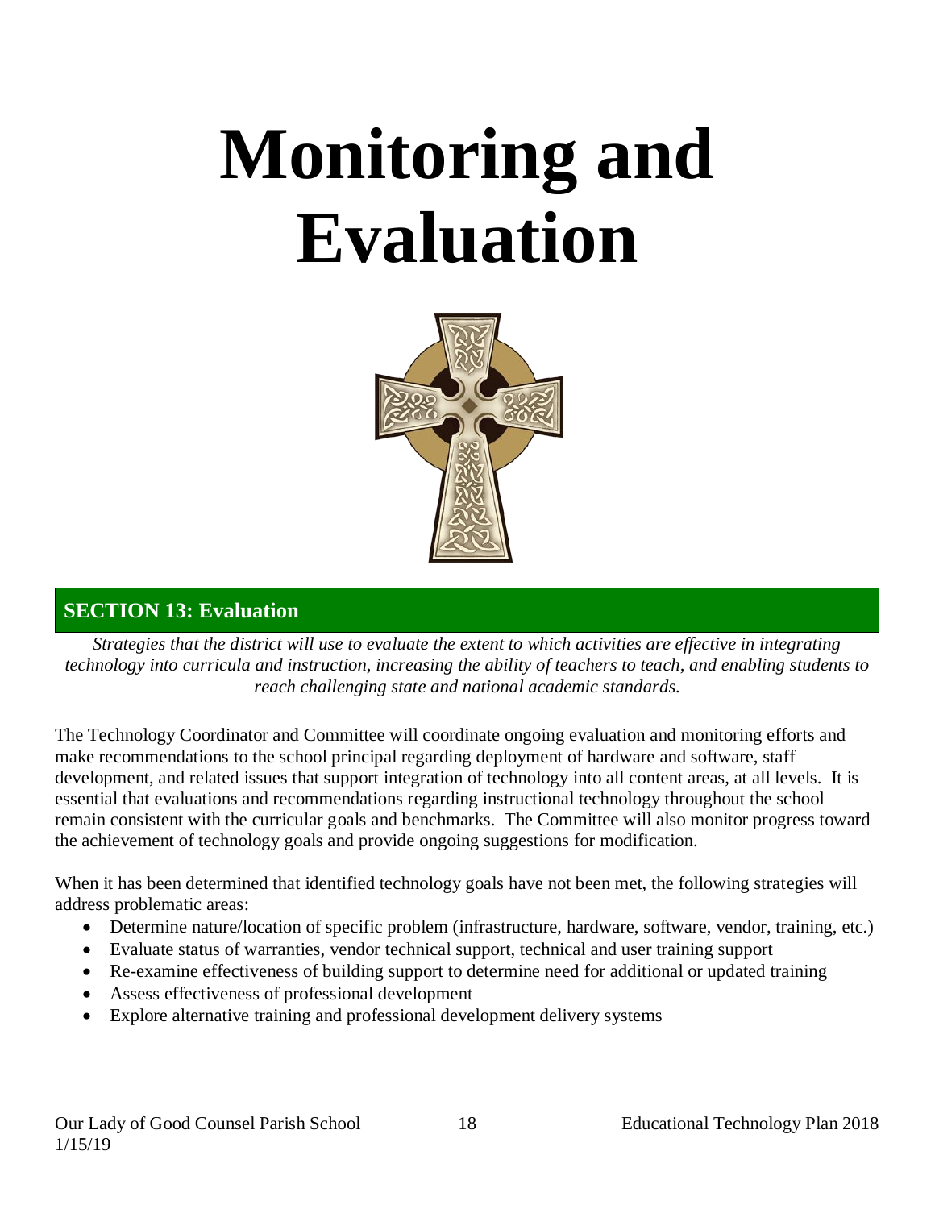# Monitoring and Evaluation

## SECTION 13: Evaluation

*Strategies that the district will use to evaluate the extent to which activities are effective in integrating technology into curricula and instruction, increasing the ability of teachers to teach, and enabling students to reach challenging state and national academic standards.*

The Technology Coordinator and Committee will coordinate ongoing evaluation and monitoring efforts and make recommendations to the school principal regarding deployment of hardware and software, staff development, and related issues that support integration of technology into all content areas, at all levels. It is essential that evaluations and recommendations regarding instructional technology throughout the school remain consistent with the curricular goals and benchmarks. The Committee will also monitor progress toward the achievement of technology goals and provide ongoing suggestions for modification.

When it has been determined that identified technology goals have not been met, the following strategies will address problematic areas:

- Determine nature/location of specific problem (infrastructure, hardware, software, vendor, training, etc.)
- Evaluate status of warranties, vendor technical support, technical and user training support
- Re-examine effectiveness of building support to determine need for additional or updated training
- Assess effectiveness of professional development
- Explore alternative training and professional development delivery systems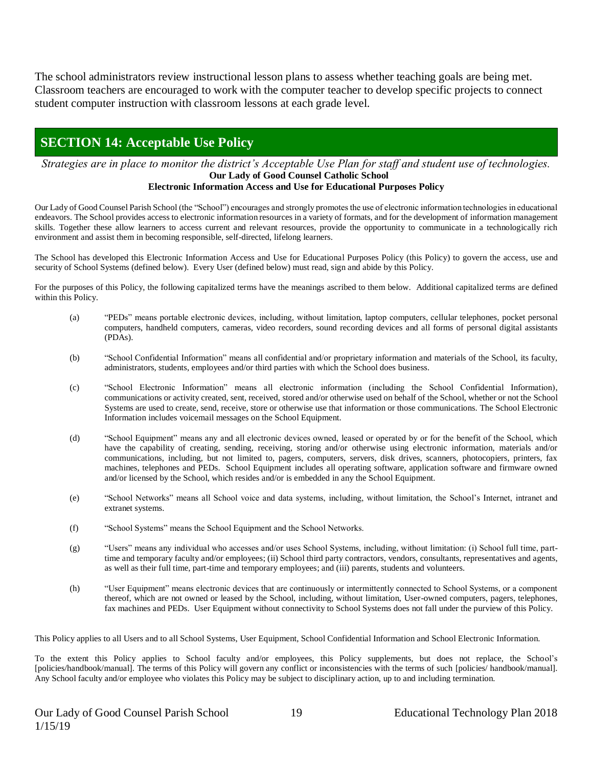The school administrators review instructional lesson plans to assess whether teaching goals are being met. Classroom teachers are encouraged to work with the computer teacher to develop specific projects to connect student computer instruction with classroom lessons at each grade level.

## SECTION 14: Acceptable Use Policy

*Strategies are in place to monitor the district's Acceptable Use Plan for staff and student use of technologies.*

**Our Lady of Good Counsel Catholic School**
**Electronic Information Access and Use for Educational Purposes Policy**

Our Lady of Good Counsel Parish School (the "School") encourages and strongly promotes the use of electronic information technologies in educational endeavors. The School provides access to electronic information resources in a variety of formats, and for the development of information management skills. Together these allow learners to access current and relevant resources, provide the opportunity to communicate in a technologically rich environment and assist them in becoming responsible, self-directed, lifelong learners.

The School has developed this Electronic Information Access and Use for Educational Purposes Policy (this Policy) to govern the access, use and security of School Systems (defined below). Every User (defined below) must read, sign and abide by this Policy.

For the purposes of this Policy, the following capitalized terms have the meanings ascribed to them below. Additional capitalized terms are defined within this Policy.

(a) "PEDs" means portable electronic devices, including, without limitation, laptop computers, cellular telephones, pocket personal computers, handheld computers, cameras, video recorders, sound recording devices and all forms of personal digital assistants (PDAs).

(b) "School Confidential Information" means all confidential and/or proprietary information and materials of the School, its faculty, administrators, students, employees and/or third parties with which the School does business.

(c) "School Electronic Information" means all electronic information (including the School Confidential Information), communications or activity created, sent, received, stored and/or otherwise used on behalf of the School, whether or not the School Systems are used to create, send, receive, store or otherwise use that information or those communications. The School Electronic Information includes voicemail messages on the School Equipment.

(d) "School Equipment" means any and all electronic devices owned, leased or operated by or for the benefit of the School, which have the capability of creating, sending, receiving, storing and/or otherwise using electronic information, materials and/or communications, including, but not limited to, pagers, computers, servers, disk drives, scanners, photocopiers, printers, fax machines, telephones and PEDs. School Equipment includes all operating software, application software and firmware owned and/or licensed by the School, which resides and/or is embedded in any the School Equipment.

(e) "School Networks" means all School voice and data systems, including, without limitation, the School's Internet, intranet and extranet systems.

(f) "School Systems" means the School Equipment and the School Networks.

(g) "Users" means any individual who accesses and/or uses School Systems, including, without limitation: (i) School full time, part-time and temporary faculty and/or employees; (ii) School third party contractors, vendors, consultants, representatives and agents, as well as their full time, part-time and temporary employees; and (iii) parents, students and volunteers.

(h) "User Equipment" means electronic devices that are continuously or intermittently connected to School Systems, or a component thereof, which are not owned or leased by the School, including, without limitation, User-owned computers, pagers, telephones, fax machines and PEDs. User Equipment without connectivity to School Systems does not fall under the purview of this Policy.

This Policy applies to all Users and to all School Systems, User Equipment, School Confidential Information and School Electronic Information.

To the extent this Policy applies to School faculty and/or employees, this Policy supplements, but does not replace, the School's [policies/handbook/manual]. The terms of this Policy will govern any conflict or inconsistencies with the terms of such [policies/ handbook/manual]. Any School faculty and/or employee who violates this Policy may be subject to disciplinary action, up to and including termination.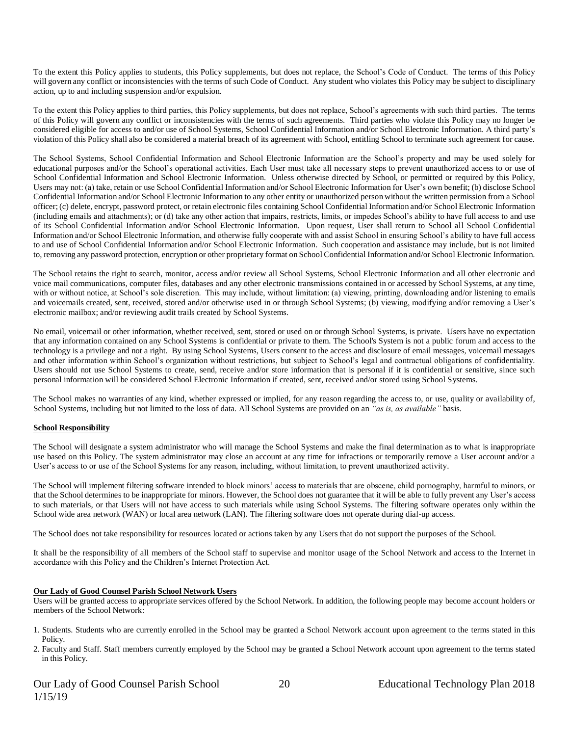To the extent this Policy applies to students, this Policy supplements, but does not replace, the School's Code of Conduct. The terms of this Policy will govern any conflict or inconsistencies with the terms of such Code of Conduct. Any student who violates this Policy may be subject to disciplinary action, up to and including suspension and/or expulsion.

To the extent this Policy applies to third parties, this Policy supplements, but does not replace, School's agreements with such third parties. The terms of this Policy will govern any conflict or inconsistencies with the terms of such agreements. Third parties who violate this Policy may no longer be considered eligible for access to and/or use of School Systems, School Confidential Information and/or School Electronic Information. A third party's violation of this Policy shall also be considered a material breach of its agreement with School, entitling School to terminate such agreement for cause.

The School Systems, School Confidential Information and School Electronic Information are the School's property and may be used solely for educational purposes and/or the School's operational activities. Each User must take all necessary steps to prevent unauthorized access to or use of School Confidential Information and School Electronic Information. Unless otherwise directed by School, or permitted or required by this Policy, Users may not: (a) take, retain or use School Confidential Information and/or School Electronic Information for User's own benefit; (b) disclose School Confidential Information and/or School Electronic Information to any other entity or unauthorized person without the written permission from a School officer; (c) delete, encrypt, password protect, or retain electronic files containing School Confidential Information and/or School Electronic Information (including emails and attachments); or (d) take any other action that impairs, restricts, limits, or impedes School's ability to have full access to and use of its School Confidential Information and/or School Electronic Information. Upon request, User shall return to School all School Confidential Information and/or School Electronic Information, and otherwise fully cooperate with and assist School in ensuring School's ability to have full access to and use of School Confidential Information and/or School Electronic Information. Such cooperation and assistance may include, but is not limited to, removing any password protection, encryption or other proprietary format on School Confidential Information and/or School Electronic Information.

The School retains the right to search, monitor, access and/or review all School Systems, School Electronic Information and all other electronic and voice mail communications, computer files, databases and any other electronic transmissions contained in or accessed by School Systems, at any time, with or without notice, at School's sole discretion. This may include, without limitation: (a) viewing, printing, downloading and/or listening to emails and voicemails created, sent, received, stored and/or otherwise used in or through School Systems; (b) viewing, modifying and/or removing a User's electronic mailbox; and/or reviewing audit trails created by School Systems.

No email, voicemail or other information, whether received, sent, stored or used on or through School Systems, is private. Users have no expectation that any information contained on any School Systems is confidential or private to them. The School's System is not a public forum and access to the technology is a privilege and not a right. By using School Systems, Users consent to the access and disclosure of email messages, voicemail messages and other information within School's organization without restrictions, but subject to School's legal and contractual obligations of confidentiality. Users should not use School Systems to create, send, receive and/or store information that is personal if it is confidential or sensitive, since such personal information will be considered School Electronic Information if created, sent, received and/or stored using School Systems.

The School makes no warranties of any kind, whether expressed or implied, for any reason regarding the access to, or use, quality or availability of, School Systems, including but not limited to the loss of data. All School Systems are provided on an *"as is, as available"* basis.

**School Responsibility**

The School will designate a system administrator who will manage the School Systems and make the final determination as to what is inappropriate use based on this Policy. The system administrator may close an account at any time for infractions or temporarily remove a User account and/or a User's access to or use of the School Systems for any reason, including, without limitation, to prevent unauthorized activity.

The School will implement filtering software intended to block minors' access to materials that are obscene, child pornography, harmful to minors, or that the School determines to be inappropriate for minors. However, the School does not guarantee that it will be able to fully prevent any User's access to such materials, or that Users will not have access to such materials while using School Systems. The filtering software operates only within the School wide area network (WAN) or local area network (LAN). The filtering software does not operate during dial-up access.

The School does not take responsibility for resources located or actions taken by any Users that do not support the purposes of the School.

It shall be the responsibility of all members of the School staff to supervise and monitor usage of the School Network and access to the Internet in accordance with this Policy and the Children's Internet Protection Act.

**Our Lady of Good Counsel Parish School Network Users**

Users will be granted access to appropriate services offered by the School Network. In addition, the following people may become account holders or members of the School Network:

1. Students. Students who are currently enrolled in the School may be granted a School Network account upon agreement to the terms stated in this Policy.
2. Faculty and Staff. Staff members currently employed by the School may be granted a School Network account upon agreement to the terms stated in this Policy.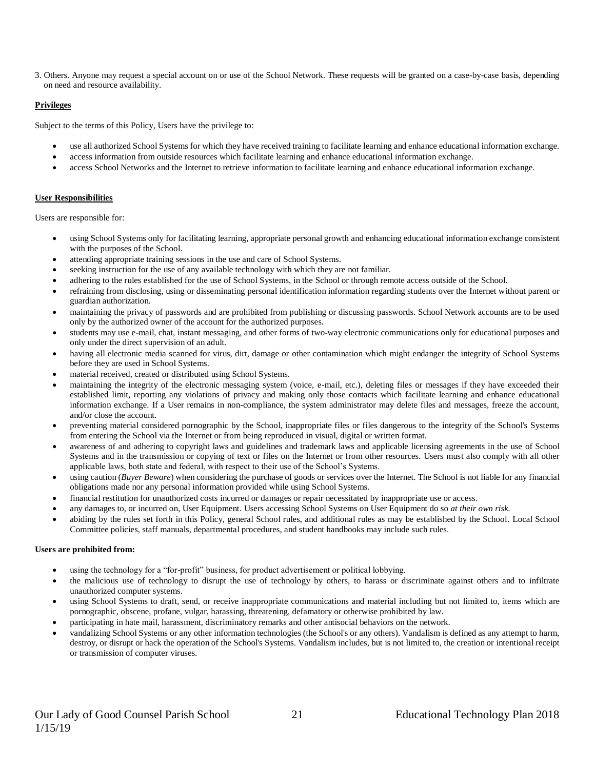3. Others. Anyone may request a special account on or use of the School Network. These requests will be granted on a case-by-case basis, depending on need and resource availability.

**Privileges**

Subject to the terms of this Policy, Users have the privilege to:

- use all authorized School Systems for which they have received training to facilitate learning and enhance educational information exchange.
- access information from outside resources which facilitate learning and enhance educational information exchange.
- access School Networks and the Internet to retrieve information to facilitate learning and enhance educational information exchange.

**User Responsibilities**

Users are responsible for:

- using School Systems only for facilitating learning, appropriate personal growth and enhancing educational information exchange consistent with the purposes of the School.
- attending appropriate training sessions in the use and care of School Systems.
- seeking instruction for the use of any available technology with which they are not familiar.
- adhering to the rules established for the use of School Systems, in the School or through remote access outside of the School.
- refraining from disclosing, using or disseminating personal identification information regarding students over the Internet without parent or guardian authorization.
- maintaining the privacy of passwords and are prohibited from publishing or discussing passwords. School Network accounts are to be used only by the authorized owner of the account for the authorized purposes.
- students may use e-mail, chat, instant messaging, and other forms of two-way electronic communications only for educational purposes and only under the direct supervision of an adult.
- having all electronic media scanned for virus, dirt, damage or other contamination which might endanger the integrity of School Systems before they are used in School Systems.
- material received, created or distributed using School Systems.
- maintaining the integrity of the electronic messaging system (voice, e-mail, etc.), deleting files or messages if they have exceeded their established limit, reporting any violations of privacy and making only those contacts which facilitate learning and enhance educational information exchange. If a User remains in non-compliance, the system administrator may delete files and messages, freeze the account, and/or close the account.
- preventing material considered pornographic by the School, inappropriate files or files dangerous to the integrity of the School's Systems from entering the School via the Internet or from being reproduced in visual, digital or written format.
- awareness of and adhering to copyright laws and guidelines and trademark laws and applicable licensing agreements in the use of School Systems and in the transmission or copying of text or files on the Internet or from other resources. Users must also comply with all other applicable laws, both state and federal, with respect to their use of the School's Systems.
- using caution (*Buyer Beware*) when considering the purchase of goods or services over the Internet. The School is not liable for any financial obligations made nor any personal information provided while using School Systems.
- financial restitution for unauthorized costs incurred or damages or repair necessitated by inappropriate use or access.
- any damages to, or incurred on, User Equipment. Users accessing School Systems on User Equipment do so *at their own risk.*
- abiding by the rules set forth in this Policy, general School rules, and additional rules as may be established by the School. Local School Committee policies, staff manuals, departmental procedures, and student handbooks may include such rules.

**Users are prohibited from:**

- using the technology for a "for-profit" business, for product advertisement or political lobbying.
- the malicious use of technology to disrupt the use of technology by others, to harass or discriminate against others and to infiltrate unauthorized computer systems.
- using School Systems to draft, send, or receive inappropriate communications and material including but not limited to, items which are pornographic, obscene, profane, vulgar, harassing, threatening, defamatory or otherwise prohibited by law.
- participating in hate mail, harassment, discriminatory remarks and other antisocial behaviors on the network.
- vandalizing School Systems or any other information technologies (the School's or any others). Vandalism is defined as any attempt to harm, destroy, or disrupt or hack the operation of the School's Systems. Vandalism includes, but is not limited to, the creation or intentional receipt or transmission of computer viruses.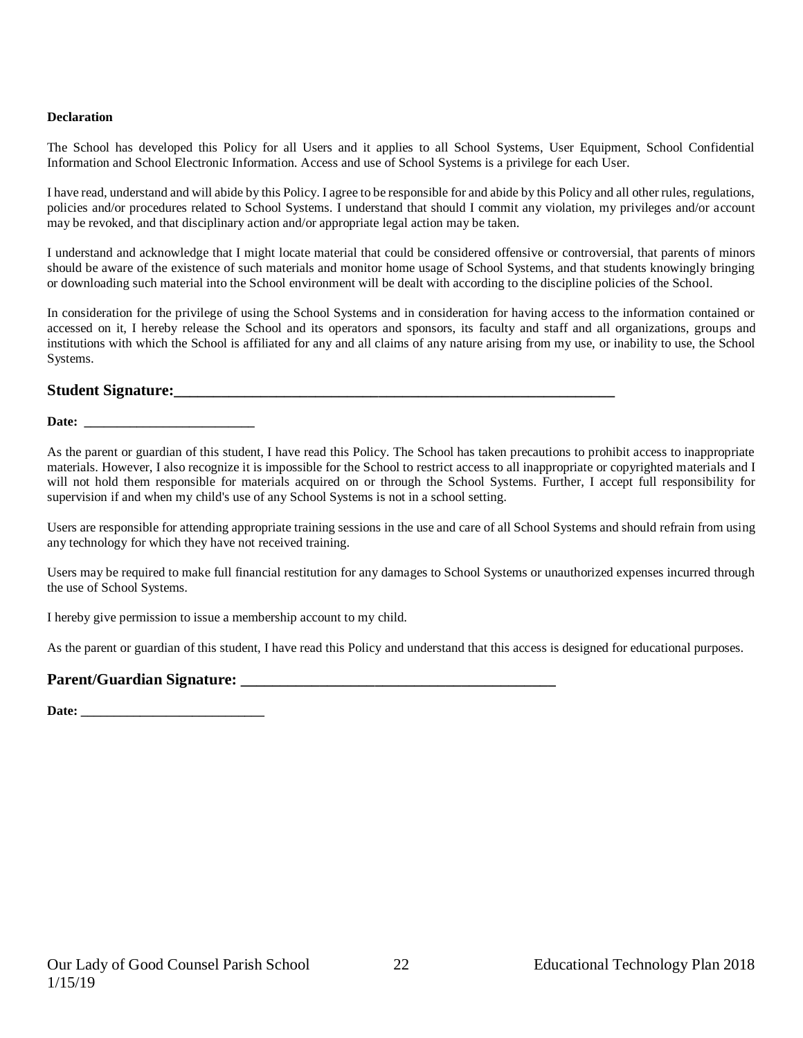**Declaration**

The School has developed this Policy for all Users and it applies to all School Systems, User Equipment, School Confidential Information and School Electronic Information. Access and use of School Systems is a privilege for each User.

I have read, understand and will abide by this Policy. I agree to be responsible for and abide by this Policy and all other rules, regulations, policies and/or procedures related to School Systems. I understand that should I commit any violation, my privileges and/or account may be revoked, and that disciplinary action and/or appropriate legal action may be taken.

I understand and acknowledge that I might locate material that could be considered offensive or controversial, that parents of minors should be aware of the existence of such materials and monitor home usage of School Systems, and that students knowingly bringing or downloading such material into the School environment will be dealt with according to the discipline policies of the School.

In consideration for the privilege of using the School Systems and in consideration for having access to the information contained or accessed on it, I hereby release the School and its operators and sponsors, its faculty and staff and all organizations, groups and institutions with which the School is affiliated for any and all claims of any nature arising from my use, or inability to use, the School Systems.

**Student Signature:**___________________________________________________________

**Date:** _________________________

As the parent or guardian of this student, I have read this Policy. The School has taken precautions to prohibit access to inappropriate materials. However, I also recognize it is impossible for the School to restrict access to all inappropriate or copyrighted materials and I will not hold them responsible for materials acquired on or through the School Systems. Further, I accept full responsibility for supervision if and when my child's use of any School Systems is not in a school setting.

Users are responsible for attending appropriate training sessions in the use and care of all School Systems and should refrain from using any technology for which they have not received training.

Users may be required to make full financial restitution for any damages to School Systems or unauthorized expenses incurred through the use of School Systems.

I hereby give permission to issue a membership account to my child.

As the parent or guardian of this student, I have read this Policy and understand that this access is designed for educational purposes.

**Parent/Guardian Signature:** ________________________________________

**Date:** ___________________________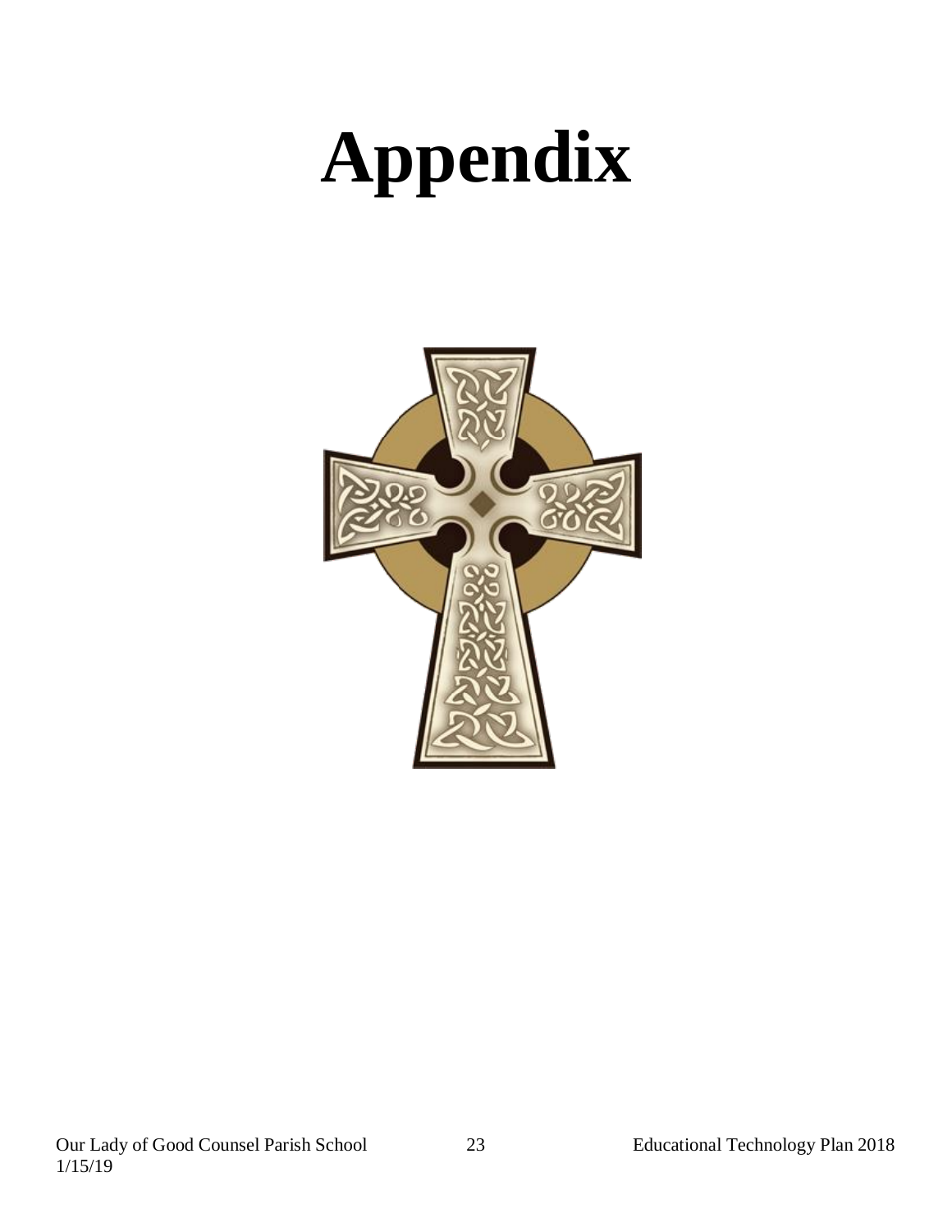# Appendix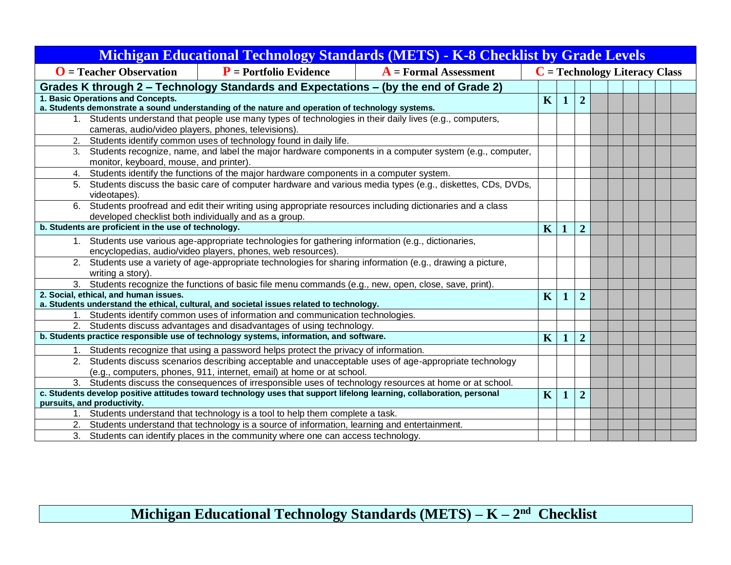# Michigan Educational Technology Standards (METS) - K-8 Checklist by Grade Levels

| **O** = Teacher Observation | **P** = Portfolio Evidence | **A** = Formal Assessment | **C** = Technology Literacy Class |
|---|---|---|---|

| Grades K through 2 – Technology Standards and Expectations – (by the end of Grade 2) | | | | | | | | | | |
|---|---|---|---|---|---|---|---|---|---|---|
| **1. Basic Operations and Concepts. a. Students demonstrate a sound understanding of the nature and operation of technology systems.** | **K** | **1** | **2** | | | | | | | |
| 1. Students understand that people use many types of technologies in their daily lives (e.g., computers, cameras, audio/video players, phones, televisions). | | | | | | | | | | |
| 2. Students identify common uses of technology found in daily life. | | | | | | | | | | |
| 3. Students recognize, name, and label the major hardware components in a computer system (e.g., computer, monitor, keyboard, mouse, and printer). | | | | | | | | | | |
| 4. Students identify the functions of the major hardware components in a computer system. | | | | | | | | | | |
| 5. Students discuss the basic care of computer hardware and various media types (e.g., diskettes, CDs, DVDs, videotapes). | | | | | | | | | | |
| 6. Students proofread and edit their writing using appropriate resources including dictionaries and a class developed checklist both individually and as a group. | | | | | | | | | | |
| **b. Students are proficient in the use of technology.** | **K** | **1** | **2** | | | | | | | |
| 1. Students use various age-appropriate technologies for gathering information (e.g., dictionaries, encyclopedias, audio/video players, phones, web resources). | | | | | | | | | | |
| 2. Students use a variety of age-appropriate technologies for sharing information (e.g., drawing a picture, writing a story). | | | | | | | | | | |
| 3. Students recognize the functions of basic file menu commands (e.g., new, open, close, save, print). | | | | | | | | | | |
| **2. Social, ethical, and human issues. a. Students understand the ethical, cultural, and societal issues related to technology.** | **K** | **1** | **2** | | | | | | | |
| 1. Students identify common uses of information and communication technologies. | | | | | | | | | | |
| 2. Students discuss advantages and disadvantages of using technology. | | | | | | | | | | |
| **b. Students practice responsible use of technology systems, information, and software.** | **K** | **1** | **2** | | | | | | | |
| 1. Students recognize that using a password helps protect the privacy of information. | | | | | | | | | | |
| 2. Students discuss scenarios describing acceptable and unacceptable uses of age-appropriate technology (e.g., computers, phones, 911, internet, email) at home or at school. | | | | | | | | | | |
| 3. Students discuss the consequences of irresponsible uses of technology resources at home or at school. | | | | | | | | | | |
| **c. Students develop positive attitudes toward technology uses that support lifelong learning, collaboration, personal pursuits, and productivity.** | **K** | **1** | **2** | | | | | | | |
| 1. Students understand that technology is a tool to help them complete a task. | | | | | | | | | | |
| 2. Students understand that technology is a source of information, learning and entertainment. | | | | | | | | | | |
| 3. Students can identify places in the community where one can access technology. | | | | | | | | | | |

## Michigan Educational Technology Standards (METS) – K – 2nd Checklist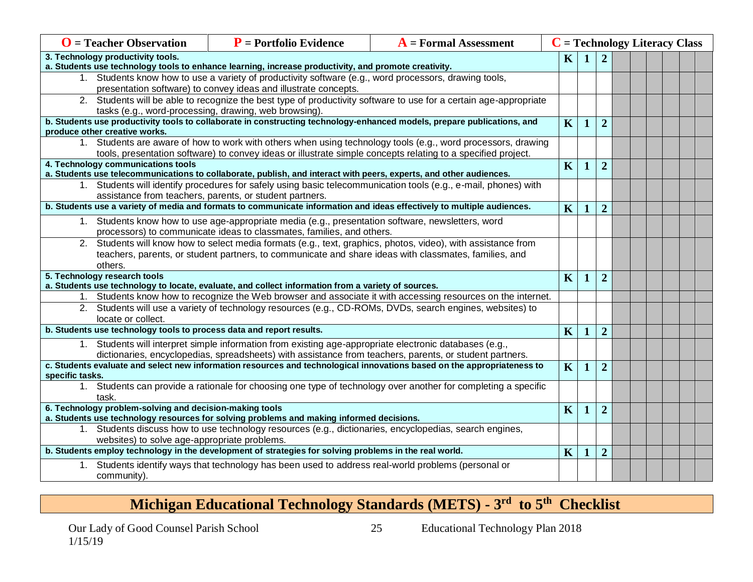| **O** = Teacher Observation | **P** = Portfolio Evidence | **A** = Formal Assessment | **C** = Technology Literacy Class | | | | | | | |
|---|---|---|---|---|---|---|---|---|---|---|
| **3. Technology productivity tools.** **a. Students use technology tools to enhance learning, increase productivity, and promote creativity.** | **K** | **1** | **2** | | | | | | | |
| 1. Students know how to use a variety of productivity software (e.g., word processors, drawing tools, presentation software) to convey ideas and illustrate concepts. | | | | | | | | | | |
| 2. Students will be able to recognize the best type of productivity software to use for a certain age-appropriate tasks (e.g., word-processing, drawing, web browsing). | | | | | | | | | | |
| **b. Students use productivity tools to collaborate in constructing technology-enhanced models, prepare publications, and produce other creative works.** | **K** | **1** | **2** | | | | | | | |
| 1. Students are aware of how to work with others when using technology tools (e.g., word processors, drawing tools, presentation software) to convey ideas or illustrate simple concepts relating to a specified project. | | | | | | | | | | |
| **4. Technology communications tools** **a. Students use telecommunications to collaborate, publish, and interact with peers, experts, and other audiences.** | **K** | **1** | **2** | | | | | | | |
| 1. Students will identify procedures for safely using basic telecommunication tools (e.g., e-mail, phones) with assistance from teachers, parents, or student partners. | | | | | | | | | | |
| **b. Students use a variety of media and formats to communicate information and ideas effectively to multiple audiences.** | **K** | **1** | **2** | | | | | | | |
| 1. Students know how to use age-appropriate media (e.g., presentation software, newsletters, word processors) to communicate ideas to classmates, families, and others. | | | | | | | | | | |
| 2. Students will know how to select media formats (e.g., text, graphics, photos, video), with assistance from teachers, parents, or student partners, to communicate and share ideas with classmates, families, and others. | | | | | | | | | | |
| **5. Technology research tools** **a. Students use technology to locate, evaluate, and collect information from a variety of sources.** | **K** | **1** | **2** | | | | | | | |
| 1. Students know how to recognize the Web browser and associate it with accessing resources on the internet. | | | | | | | | | | |
| 2. Students will use a variety of technology resources (e.g., CD-ROMs, DVDs, search engines, websites) to locate or collect. | | | | | | | | | | |
| **b. Students use technology tools to process data and report results.** | **K** | **1** | **2** | | | | | | | |
| 1. Students will interpret simple information from existing age-appropriate electronic databases (e.g., dictionaries, encyclopedias, spreadsheets) with assistance from teachers, parents, or student partners. | | | | | | | | | | |
| **c. Students evaluate and select new information resources and technological innovations based on the appropriateness to specific tasks.** | **K** | **1** | **2** | | | | | | | |
| 1. Students can provide a rationale for choosing one type of technology over another for completing a specific task. | | | | | | | | | | |
| **6. Technology problem-solving and decision-making tools** **a. Students use technology resources for solving problems and making informed decisions.** | **K** | **1** | **2** | | | | | | | |
| 1. Students discuss how to use technology resources (e.g., dictionaries, encyclopedias, search engines, websites) to solve age-appropriate problems. | | | | | | | | | | |
| **b. Students employ technology in the development of strategies for solving problems in the real world.** | **K** | **1** | **2** | | | | | | | |
| 1. Students identify ways that technology has been used to address real-world problems (personal or community). | | | | | | | | | | |

## Michigan Educational Technology Standards (METS) - 3rd to 5th Checklist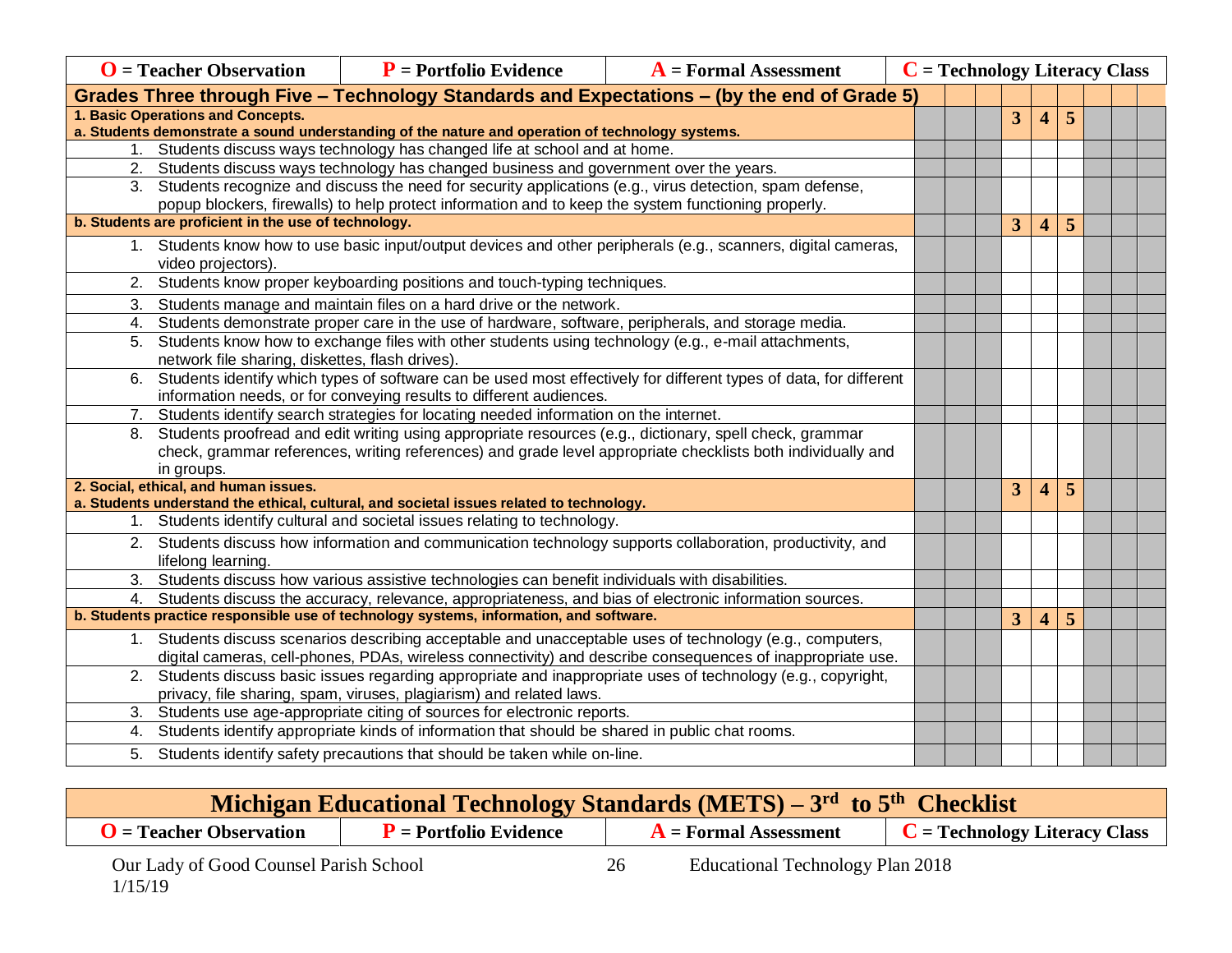| O = Teacher Observation | P = Portfolio Evidence | A = Formal Assessment | C = Technology Literacy Class |
|---|---|---|---|

| Grades Three through Five – Technology Standards and Expectations – (by the end of Grade 5) | | | | | | | | | |
|---|---|---|---|---|---|---|---|---|---|
| **1. Basic Operations and Concepts.** **a. Students demonstrate a sound understanding of the nature and operation of technology systems.** | | | | 3 | 4 | 5 | | | |
| 1. Students discuss ways technology has changed life at school and at home. | | | | | | | | | |
| 2. Students discuss ways technology has changed business and government over the years. | | | | | | | | | |
| 3. Students recognize and discuss the need for security applications (e.g., virus detection, spam defense, popup blockers, firewalls) to help protect information and to keep the system functioning properly. | | | | | | | | | |
| **b. Students are proficient in the use of technology.** | | | | 3 | 4 | 5 | | | |
| 1. Students know how to use basic input/output devices and other peripherals (e.g., scanners, digital cameras, video projectors). | | | | | | | | | |
| 2. Students know proper keyboarding positions and touch-typing techniques. | | | | | | | | | |
| 3. Students manage and maintain files on a hard drive or the network. | | | | | | | | | |
| 4. Students demonstrate proper care in the use of hardware, software, peripherals, and storage media. | | | | | | | | | |
| 5. Students know how to exchange files with other students using technology (e.g., e-mail attachments, network file sharing, diskettes, flash drives). | | | | | | | | | |
| 6. Students identify which types of software can be used most effectively for different types of data, for different information needs, or for conveying results to different audiences. | | | | | | | | | |
| 7. Students identify search strategies for locating needed information on the internet. | | | | | | | | | |
| 8. Students proofread and edit writing using appropriate resources (e.g., dictionary, spell check, grammar check, grammar references, writing references) and grade level appropriate checklists both individually and in groups. | | | | | | | | | |
| **2. Social, ethical, and human issues.** **a. Students understand the ethical, cultural, and societal issues related to technology.** | | | | 3 | 4 | 5 | | | |
| 1. Students identify cultural and societal issues relating to technology. | | | | | | | | | |
| 2. Students discuss how information and communication technology supports collaboration, productivity, and lifelong learning. | | | | | | | | | |
| 3. Students discuss how various assistive technologies can benefit individuals with disabilities. | | | | | | | | | |
| 4. Students discuss the accuracy, relevance, appropriateness, and bias of electronic information sources. | | | | | | | | | |
| **b. Students practice responsible use of technology systems, information, and software.** | | | | 3 | 4 | 5 | | | |
| 1. Students discuss scenarios describing acceptable and unacceptable uses of technology (e.g., computers, digital cameras, cell-phones, PDAs, wireless connectivity) and describe consequences of inappropriate use. | | | | | | | | | |
| 2. Students discuss basic issues regarding appropriate and inappropriate uses of technology (e.g., copyright, privacy, file sharing, spam, viruses, plagiarism) and related laws. | | | | | | | | | |
| 3. Students use age-appropriate citing of sources for electronic reports. | | | | | | | | | |
| 4. Students identify appropriate kinds of information that should be shared in public chat rooms. | | | | | | | | | |
| 5. Students identify safety precautions that should be taken while on-line. | | | | | | | | | |

## Michigan Educational Technology Standards (METS) – 3rd to 5th Checklist

| O = Teacher Observation | P = Portfolio Evidence | A = Formal Assessment | C = Technology Literacy Class |
|---|---|---|---|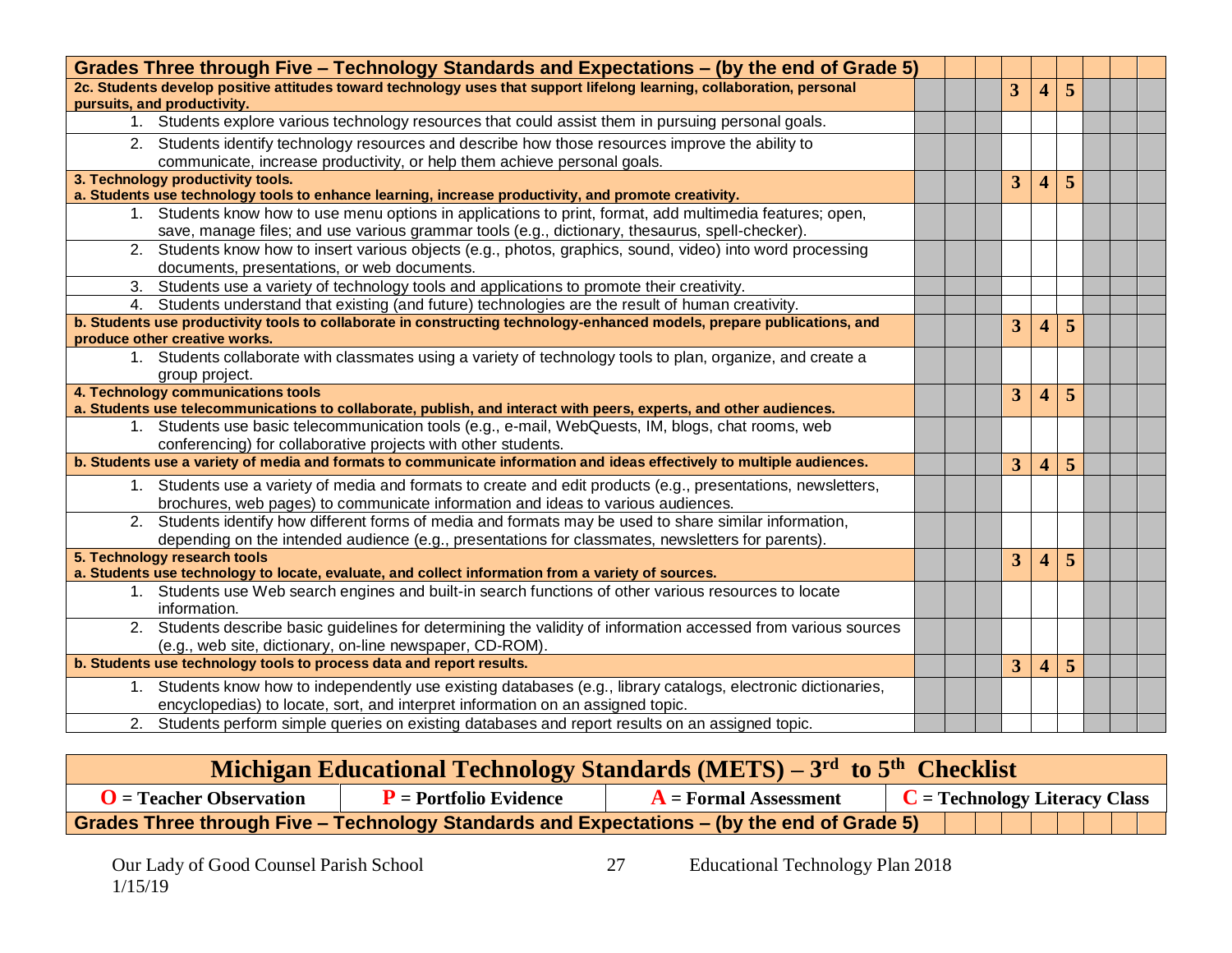| Grades Three through Five – Technology Standards and Expectations – (by the end of Grade 5) | | | | | | | | | |
|---|---|---|---|---|---|---|---|---|---|
| **2c. Students develop positive attitudes toward technology uses that support lifelong learning, collaboration, personal pursuits, and productivity.** | | | | 3 | 4 | 5 | | | |
| 1. Students explore various technology resources that could assist them in pursuing personal goals. | | | | | | | | | |
| 2. Students identify technology resources and describe how those resources improve the ability to communicate, increase productivity, or help them achieve personal goals. | | | | | | | | | |
| **3. Technology productivity tools.**<br>**a. Students use technology tools to enhance learning, increase productivity, and promote creativity.** | | | | 3 | 4 | 5 | | | |
| 1. Students know how to use menu options in applications to print, format, add multimedia features; open, save, manage files; and use various grammar tools (e.g., dictionary, thesaurus, spell-checker). | | | | | | | | | |
| 2. Students know how to insert various objects (e.g., photos, graphics, sound, video) into word processing documents, presentations, or web documents. | | | | | | | | | |
| 3. Students use a variety of technology tools and applications to promote their creativity. | | | | | | | | | |
| 4. Students understand that existing (and future) technologies are the result of human creativity. | | | | | | | | | |
| **b. Students use productivity tools to collaborate in constructing technology-enhanced models, prepare publications, and produce other creative works.** | | | | 3 | 4 | 5 | | | |
| 1. Students collaborate with classmates using a variety of technology tools to plan, organize, and create a group project. | | | | | | | | | |
| **4. Technology communications tools**<br>**a. Students use telecommunications to collaborate, publish, and interact with peers, experts, and other audiences.** | | | | 3 | 4 | 5 | | | |
| 1. Students use basic telecommunication tools (e.g., e-mail, WebQuests, IM, blogs, chat rooms, web conferencing) for collaborative projects with other students. | | | | | | | | | |
| **b. Students use a variety of media and formats to communicate information and ideas effectively to multiple audiences.** | | | | 3 | 4 | 5 | | | |
| 1. Students use a variety of media and formats to create and edit products (e.g., presentations, newsletters, brochures, web pages) to communicate information and ideas to various audiences. | | | | | | | | | |
| 2. Students identify how different forms of media and formats may be used to share similar information, depending on the intended audience (e.g., presentations for classmates, newsletters for parents). | | | | | | | | | |
| **5. Technology research tools**<br>**a. Students use technology to locate, evaluate, and collect information from a variety of sources.** | | | | 3 | 4 | 5 | | | |
| 1. Students use Web search engines and built-in search functions of other various resources to locate information. | | | | | | | | | |
| 2. Students describe basic guidelines for determining the validity of information accessed from various sources (e.g., web site, dictionary, on-line newspaper, CD-ROM). | | | | | | | | | |
| **b. Students use technology tools to process data and report results.** | | | | 3 | 4 | 5 | | | |
| 1. Students know how to independently use existing databases (e.g., library catalogs, electronic dictionaries, encyclopedias) to locate, sort, and interpret information on an assigned topic. | | | | | | | | | |
| 2. Students perform simple queries on existing databases and report results on an assigned topic. | | | | | | | | | |

## Michigan Educational Technology Standards (METS) – 3rd to 5th Checklist

| O = Teacher Observation | P = Portfolio Evidence | A = Formal Assessment | C = Technology Literacy Class |
|---|---|---|---|

| Grades Three through Five – Technology Standards and Expectations – (by the end of Grade 5) | | | | | | | | |
|---|---|---|---|---|---|---|---|---|

Our Lady of Good Counsel Parish School — Educational Technology Plan 2018
1/15/19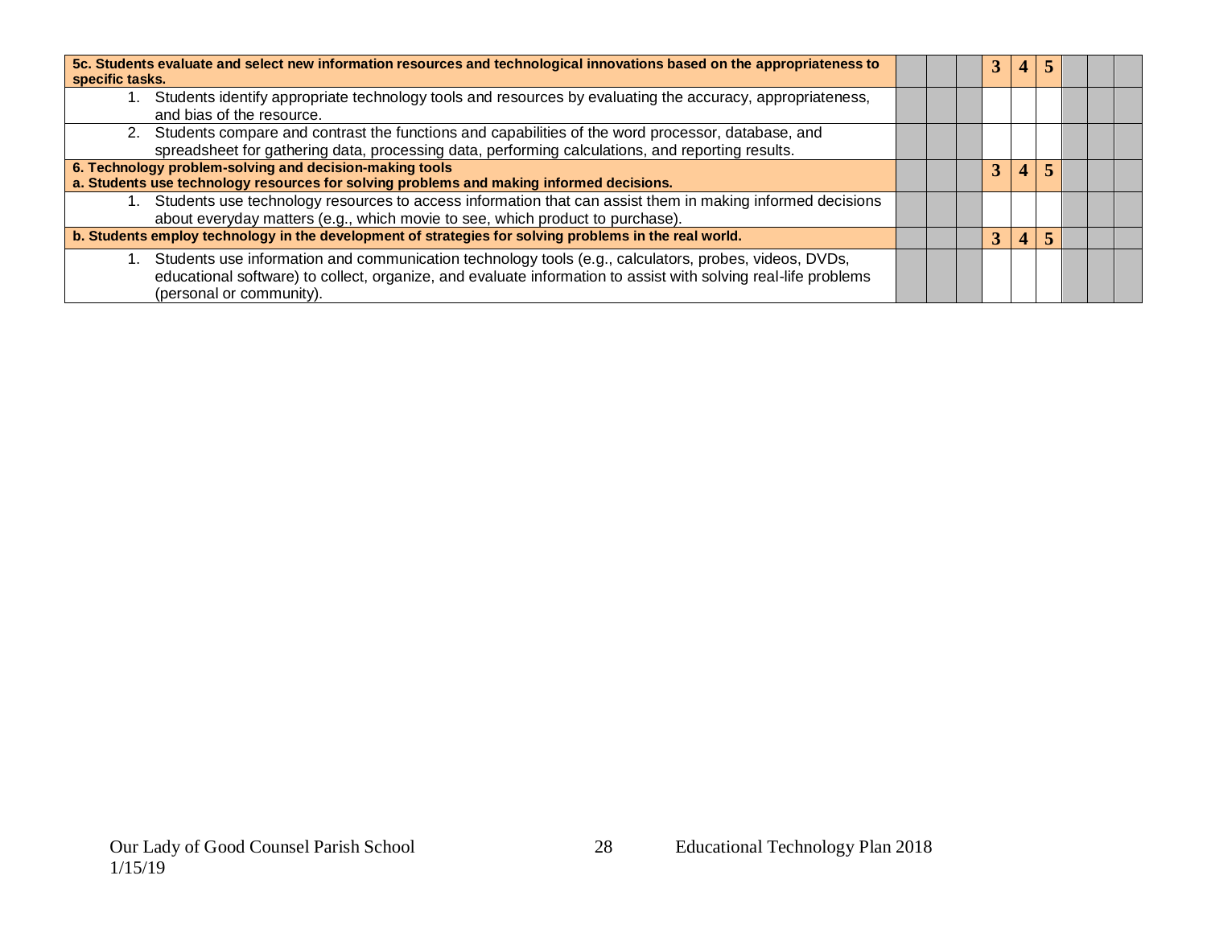| Standard | | | | | | | | | |
|---|---|---|---|---|---|---|---|---|---|
| **5c. Students evaluate and select new information resources and technological innovations based on the appropriateness to specific tasks.** | | | | **3** | **4** | **5** | | | |
| 1. Students identify appropriate technology tools and resources by evaluating the accuracy, appropriateness, and bias of the resource. | | | | | | | | | |
| 2. Students compare and contrast the functions and capabilities of the word processor, database, and spreadsheet for gathering data, processing data, performing calculations, and reporting results. | | | | | | | | | |
| **6. Technology problem-solving and decision-making tools**<br>**a. Students use technology resources for solving problems and making informed decisions.** | | | | **3** | **4** | **5** | | | |
| 1. Students use technology resources to access information that can assist them in making informed decisions about everyday matters (e.g., which movie to see, which product to purchase). | | | | | | | | | |
| **b. Students employ technology in the development of strategies for solving problems in the real world.** | | | | **3** | **4** | **5** | | | |
| 1. Students use information and communication technology tools (e.g., calculators, probes, videos, DVDs, educational software) to collect, organize, and evaluate information to assist with solving real-life problems (personal or community). | | | | | | | | | |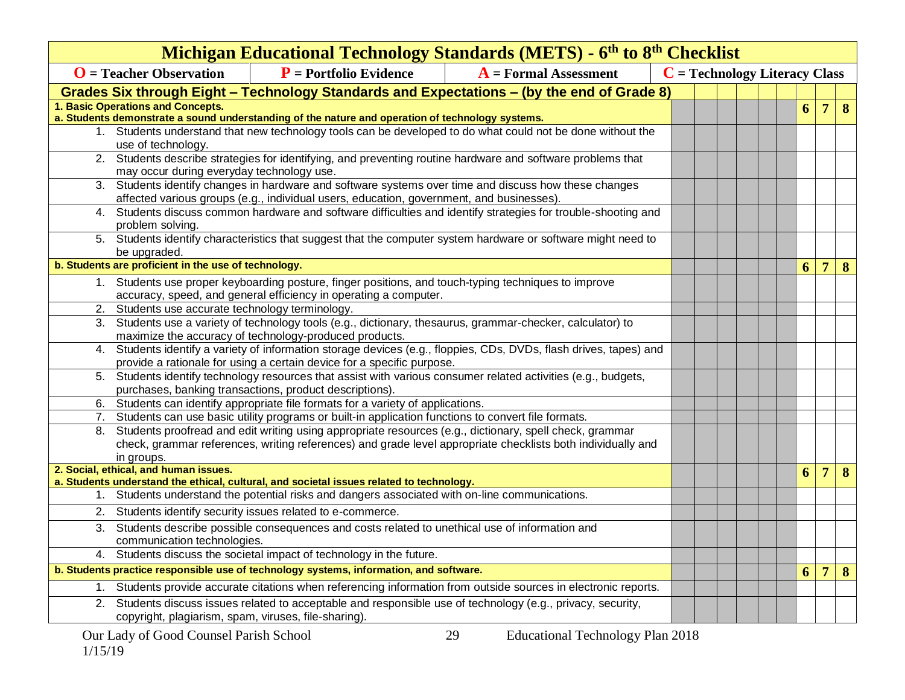# Michigan Educational Technology Standards (METS) - 6th to 8th Checklist

**O** = Teacher Observation | **P** = Portfolio Evidence | **A** = Formal Assessment | **C** = Technology Literacy Class

| Grades Six through Eight – Technology Standards and Expectations – (by the end of Grade 8) | | | | | | | 6 | 7 | 8 |
|---|---|---|---|---|---|---|---|---|---|
| **1. Basic Operations and Concepts.** **a. Students demonstrate a sound understanding of the nature and operation of technology systems.** | | | | | | | **6** | **7** | **8** |
| 1. Students understand that new technology tools can be developed to do what could not be done without the use of technology. | | | | | | | | | |
| 2. Students describe strategies for identifying, and preventing routine hardware and software problems that may occur during everyday technology use. | | | | | | | | | |
| 3. Students identify changes in hardware and software systems over time and discuss how these changes affected various groups (e.g., individual users, education, government, and businesses). | | | | | | | | | |
| 4. Students discuss common hardware and software difficulties and identify strategies for trouble-shooting and problem solving. | | | | | | | | | |
| 5. Students identify characteristics that suggest that the computer system hardware or software might need to be upgraded. | | | | | | | | | |
| **b. Students are proficient in the use of technology.** | | | | | | | **6** | **7** | **8** |
| 1. Students use proper keyboarding posture, finger positions, and touch-typing techniques to improve accuracy, speed, and general efficiency in operating a computer. | | | | | | | | | |
| 2. Students use accurate technology terminology. | | | | | | | | | |
| 3. Students use a variety of technology tools (e.g., dictionary, thesaurus, grammar-checker, calculator) to maximize the accuracy of technology-produced products. | | | | | | | | | |
| 4. Students identify a variety of information storage devices (e.g., floppies, CDs, DVDs, flash drives, tapes) and provide a rationale for using a certain device for a specific purpose. | | | | | | | | | |
| 5. Students identify technology resources that assist with various consumer related activities (e.g., budgets, purchases, banking transactions, product descriptions). | | | | | | | | | |
| 6. Students can identify appropriate file formats for a variety of applications. | | | | | | | | | |
| 7. Students can use basic utility programs or built-in application functions to convert file formats. | | | | | | | | | |
| 8. Students proofread and edit writing using appropriate resources (e.g., dictionary, spell check, grammar check, grammar references, writing references) and grade level appropriate checklists both individually and in groups. | | | | | | | | | |
| **2. Social, ethical, and human issues.** **a. Students understand the ethical, cultural, and societal issues related to technology.** | | | | | | | **6** | **7** | **8** |
| 1. Students understand the potential risks and dangers associated with on-line communications. | | | | | | | | | |
| 2. Students identify security issues related to e-commerce. | | | | | | | | | |
| 3. Students describe possible consequences and costs related to unethical use of information and communication technologies. | | | | | | | | | |
| 4. Students discuss the societal impact of technology in the future. | | | | | | | | | |
| **b. Students practice responsible use of technology systems, information, and software.** | | | | | | | **6** | **7** | **8** |
| 1. Students provide accurate citations when referencing information from outside sources in electronic reports. | | | | | | | | | |
| 2. Students discuss issues related to acceptable and responsible use of technology (e.g., privacy, security, copyright, plagiarism, spam, viruses, file-sharing). | | | | | | | | | |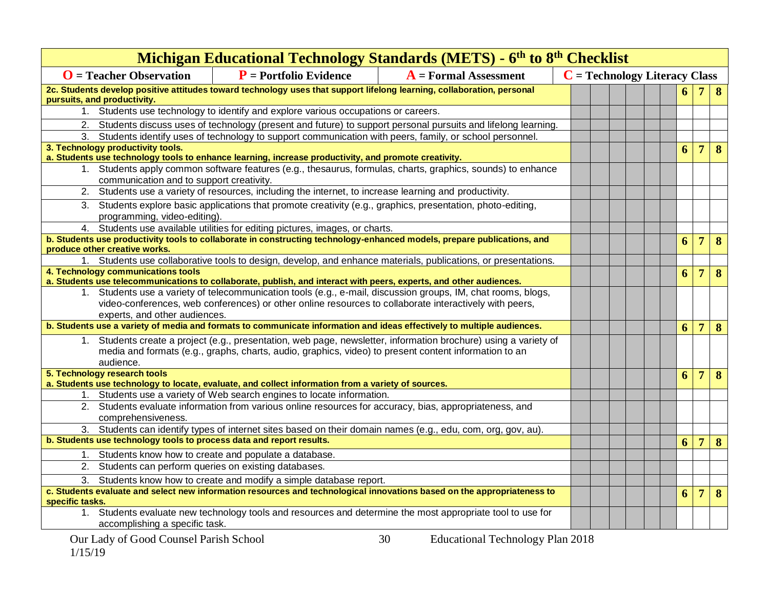# Michigan Educational Technology Standards (METS) - 6th to 8th Checklist

| O = Teacher Observation | P = Portfolio Evidence | A = Formal Assessment | C = Technology Literacy Class |
|---|---|---|---|

| Standard | | | | | | | 6 | 7 | 8 |
|---|---|---|---|---|---|---|---|---|---|
| **2c. Students develop positive attitudes toward technology uses that support lifelong learning, collaboration, personal pursuits, and productivity.** | | | | | | | **6** | **7** | **8** |
| 1. Students use technology to identify and explore various occupations or careers. | | | | | | | | | |
| 2. Students discuss uses of technology (present and future) to support personal pursuits and lifelong learning. | | | | | | | | | |
| 3. Students identify uses of technology to support communication with peers, family, or school personnel. | | | | | | | | | |
| **3. Technology productivity tools.** **a. Students use technology tools to enhance learning, increase productivity, and promote creativity.** | | | | | | | **6** | **7** | **8** |
| 1. Students apply common software features (e.g., thesaurus, formulas, charts, graphics, sounds) to enhance communication and to support creativity. | | | | | | | | | |
| 2. Students use a variety of resources, including the internet, to increase learning and productivity. | | | | | | | | | |
| 3. Students explore basic applications that promote creativity (e.g., graphics, presentation, photo-editing, programming, video-editing). | | | | | | | | | |
| 4. Students use available utilities for editing pictures, images, or charts. | | | | | | | | | |
| **b. Students use productivity tools to collaborate in constructing technology-enhanced models, prepare publications, and produce other creative works.** | | | | | | | **6** | **7** | **8** |
| 1. Students use collaborative tools to design, develop, and enhance materials, publications, or presentations. | | | | | | | | | |
| **4. Technology communications tools** **a. Students use telecommunications to collaborate, publish, and interact with peers, experts, and other audiences.** | | | | | | | **6** | **7** | **8** |
| 1. Students use a variety of telecommunication tools (e.g., e-mail, discussion groups, IM, chat rooms, blogs, video-conferences, web conferences) or other online resources to collaborate interactively with peers, experts, and other audiences. | | | | | | | | | |
| **b. Students use a variety of media and formats to communicate information and ideas effectively to multiple audiences.** | | | | | | | **6** | **7** | **8** |
| 1. Students create a project (e.g., presentation, web page, newsletter, information brochure) using a variety of media and formats (e.g., graphs, charts, audio, graphics, video) to present content information to an audience. | | | | | | | | | |
| **5. Technology research tools** **a. Students use technology to locate, evaluate, and collect information from a variety of sources.** | | | | | | | **6** | **7** | **8** |
| 1. Students use a variety of Web search engines to locate information. | | | | | | | | | |
| 2. Students evaluate information from various online resources for accuracy, bias, appropriateness, and comprehensiveness. | | | | | | | | | |
| 3. Students can identify types of internet sites based on their domain names (e.g., edu, com, org, gov, au). | | | | | | | | | |
| **b. Students use technology tools to process data and report results.** | | | | | | | **6** | **7** | **8** |
| 1. Students know how to create and populate a database. | | | | | | | | | |
| 2. Students can perform queries on existing databases. | | | | | | | | | |
| 3. Students know how to create and modify a simple database report. | | | | | | | | | |
| **c. Students evaluate and select new information resources and technological innovations based on the appropriateness to specific tasks.** | | | | | | | **6** | **7** | **8** |
| 1. Students evaluate new technology tools and resources and determine the most appropriate tool to use for accomplishing a specific task. | | | | | | | | | |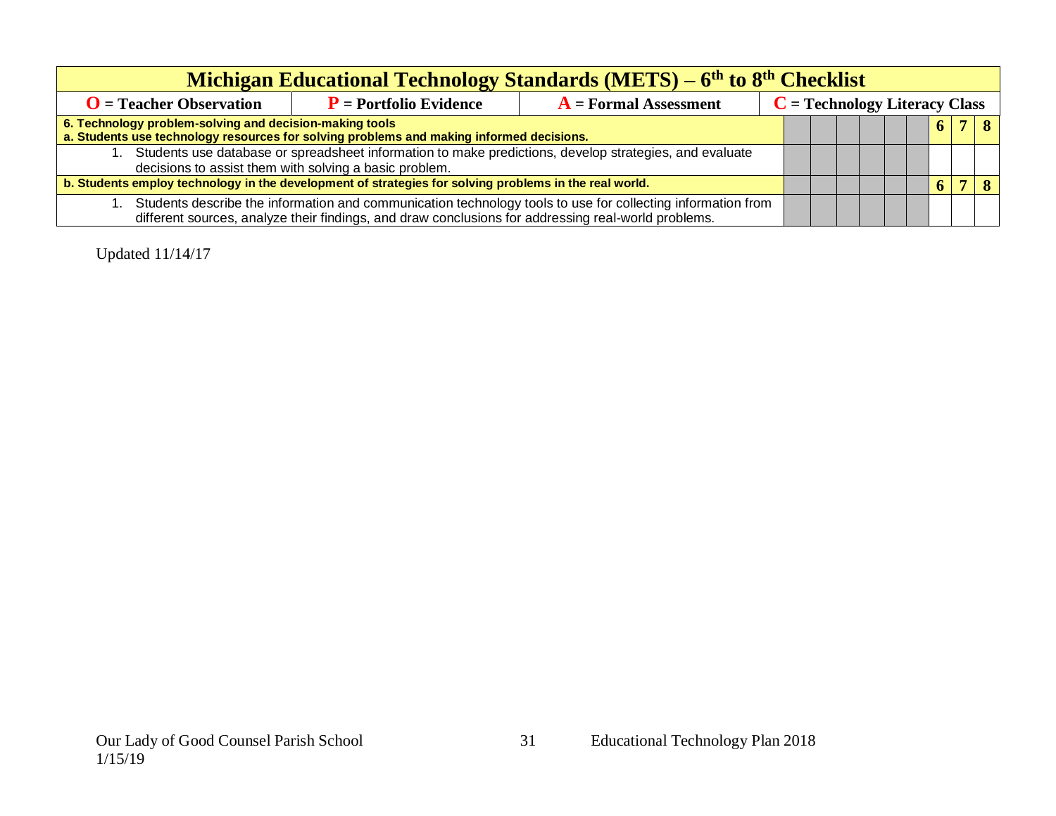## Michigan Educational Technology Standards (METS) – 6th to 8th Checklist

| O = Teacher Observation | P = Portfolio Evidence | A = Formal Assessment | C = Technology Literacy Class | | | | | | | |
|---|---|---|---|---|---|---|---|---|---|---|
| **6. Technology problem-solving and decision-making tools**<br>**a. Students use technology resources for solving problems and making informed decisions.** | | | | | | | | **6** | **7** | **8** |
| 1. Students use database or spreadsheet information to make predictions, develop strategies, and evaluate decisions to assist them with solving a basic problem. | | | | | | | | | | |
| **b. Students employ technology in the development of strategies for solving problems in the real world.** | | | | | | | | **6** | **7** | **8** |
| 1. Students describe the information and communication technology tools to use for collecting information from different sources, analyze their findings, and draw conclusions for addressing real-world problems. | | | | | | | | | | |

Updated 11/14/17